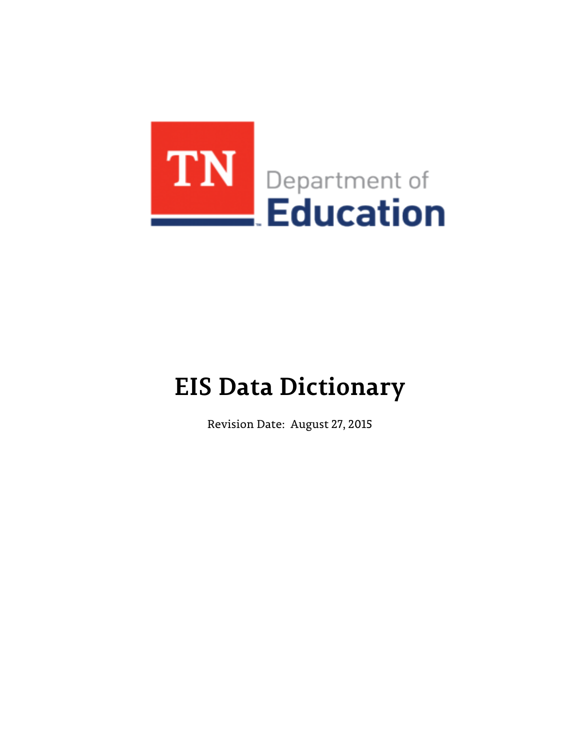TN Department of Education

# EIS Data Dictionary

Revision Date: August 27, 2015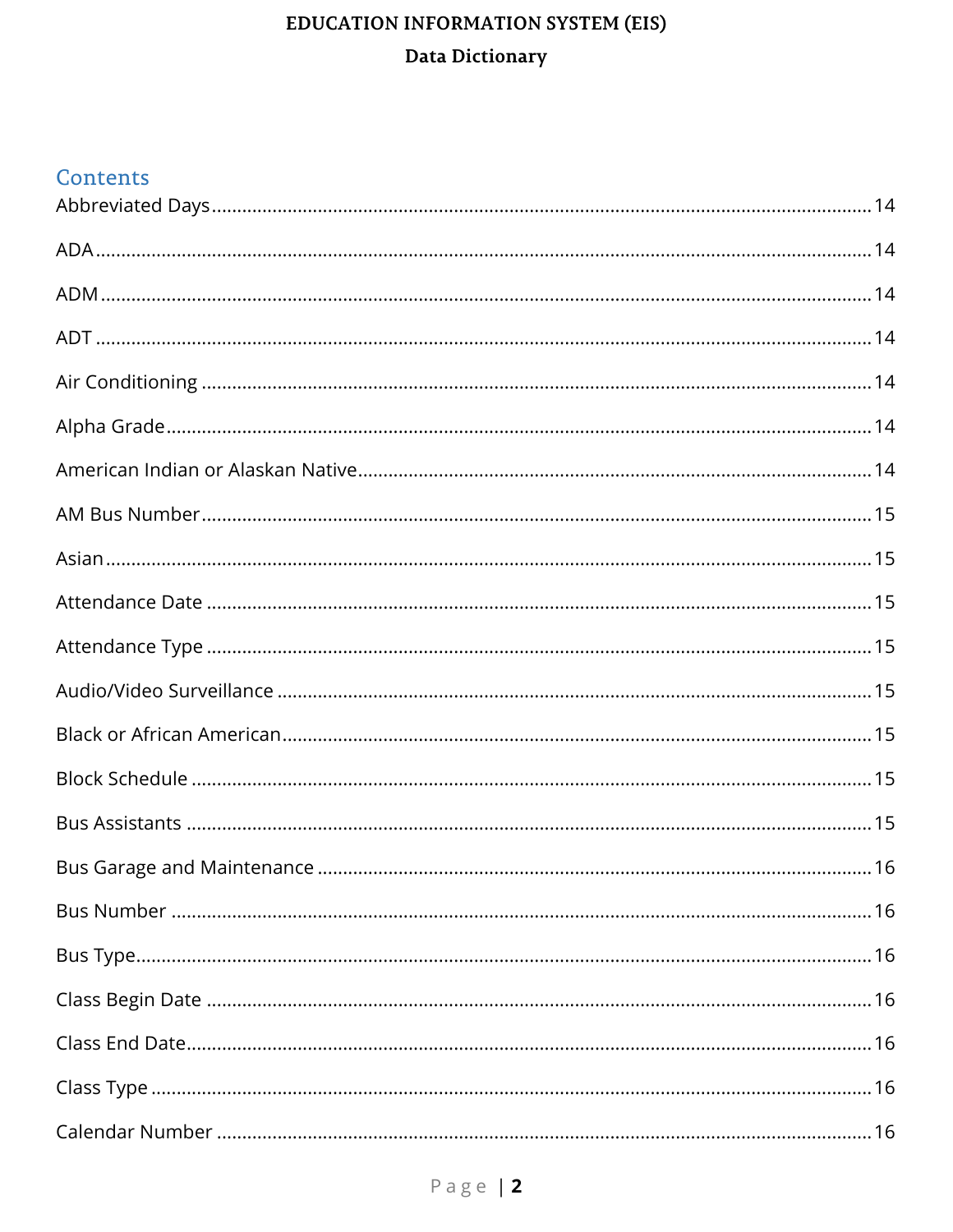EDUCATION INFORMATION SYSTEM (EIS)

Data Dictionary

## Contents

Abbreviated Days ........ 14

ADA ........ 14

ADM ........ 14

ADT ........ 14

Air Conditioning ........ 14

Alpha Grade ........ 14

American Indian or Alaskan Native ........ 14

AM Bus Number ........ 15

Asian ........ 15

Attendance Date ........ 15

Attendance Type ........ 15

Audio/Video Surveillance ........ 15

Black or African American ........ 15

Block Schedule ........ 15

Bus Assistants ........ 15

Bus Garage and Maintenance ........ 16

Bus Number ........ 16

Bus Type ........ 16

Class Begin Date ........ 16

Class End Date ........ 16

Class Type ........ 16

Calendar Number ........ 16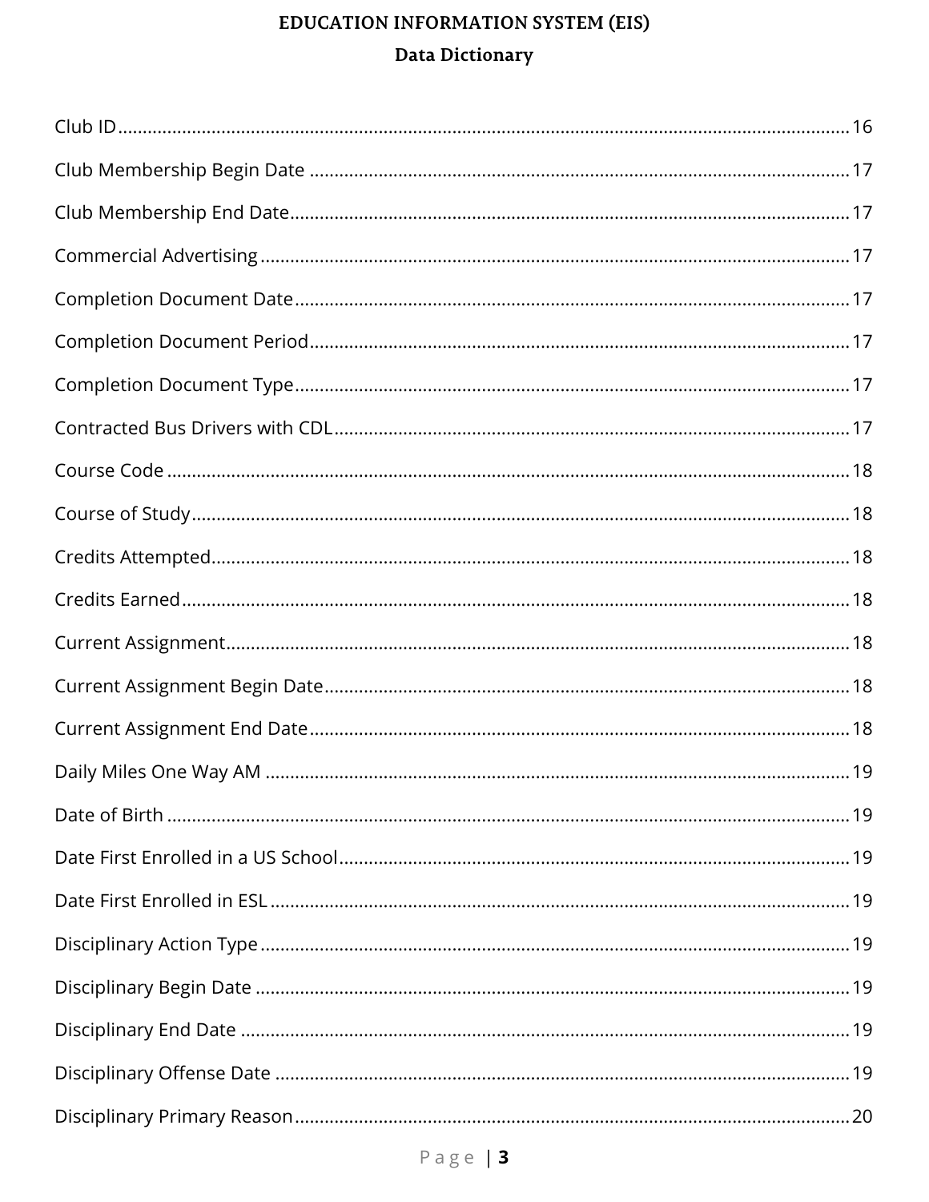# EDUCATION INFORMATION SYSTEM (EIS)

## Data Dictionary

Club ID....................................................................................................................16

Club Membership Begin Date ...........................................................................17

Club Membership End Date................................................................................17

Commercial Advertising .......................................................................................17

Completion Document Date................................................................................17

Completion Document Period............................................................................17

Completion Document Type................................................................................17

Contracted Bus Drivers with CDL.......................................................................17

Course Code .........................................................................................................18

Course of Study.....................................................................................................18

Credits Attempted.................................................................................................18

Credits Earned.......................................................................................................18

Current Assignment..............................................................................................18

Current Assignment Begin Date.........................................................................18

Current Assignment End Date............................................................................18

Daily Miles One Way AM .....................................................................................19

Date of Birth .........................................................................................................19

Date First Enrolled in a US School......................................................................19

Date First Enrolled in ESL ....................................................................................19

Disciplinary Action Type ......................................................................................19

Disciplinary Begin Date .......................................................................................19

Disciplinary End Date ..........................................................................................19

Disciplinary Offense Date ...................................................................................19

Disciplinary Primary Reason...............................................................................20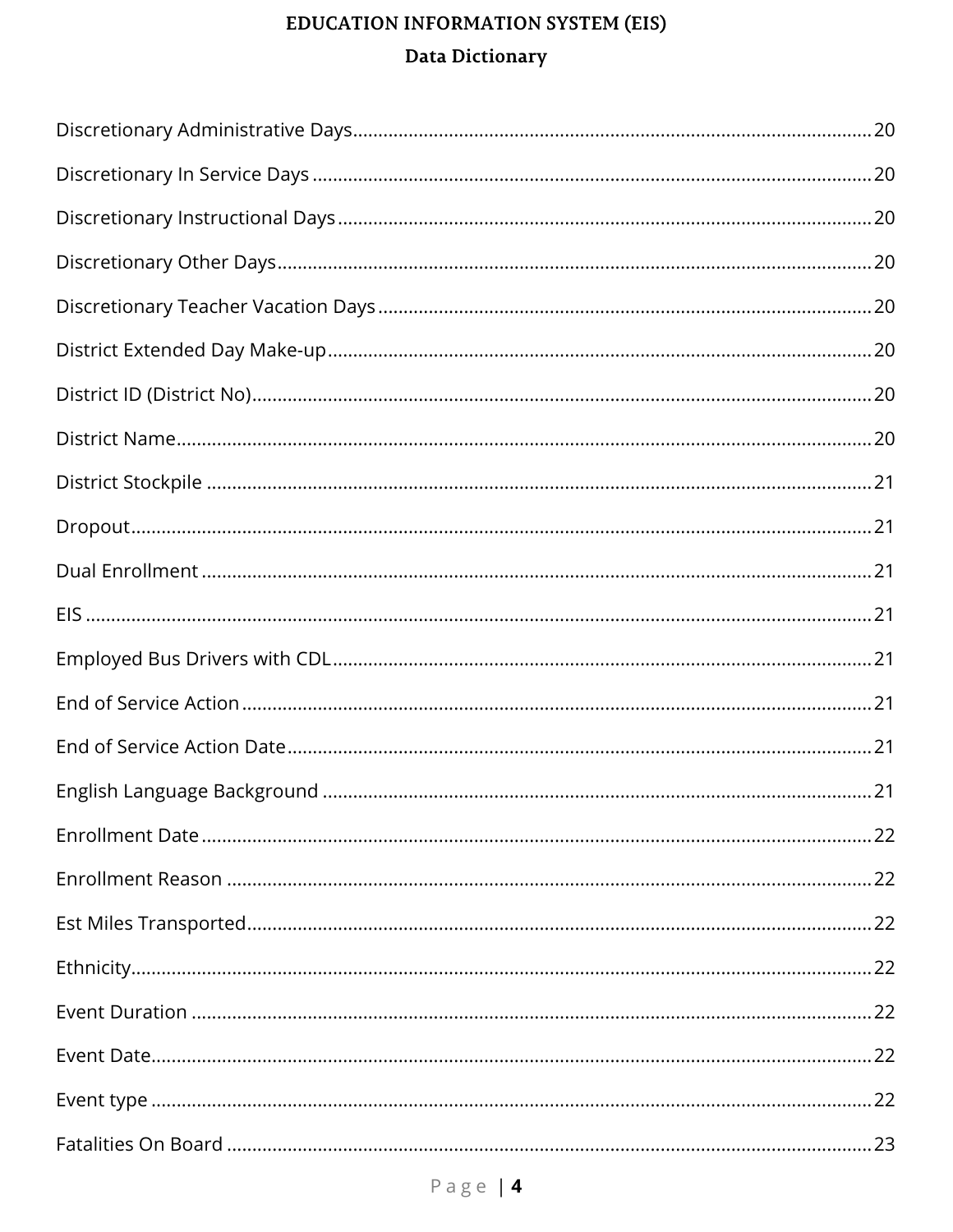Discretionary Administrative Days....................20

Discretionary In Service Days....................20

Discretionary Instructional Days....................20

Discretionary Other Days....................20

Discretionary Teacher Vacation Days....................20

District Extended Day Make-up....................20

District ID (District No)....................20

District Name....................20

District Stockpile....................21

Dropout....................21

Dual Enrollment....................21

EIS....................21

Employed Bus Drivers with CDL....................21

End of Service Action....................21

End of Service Action Date....................21

English Language Background....................21

Enrollment Date....................22

Enrollment Reason....................22

Est Miles Transported....................22

Ethnicity....................22

Event Duration....................22

Event Date....................22

Event type....................22

Fatalities On Board....................23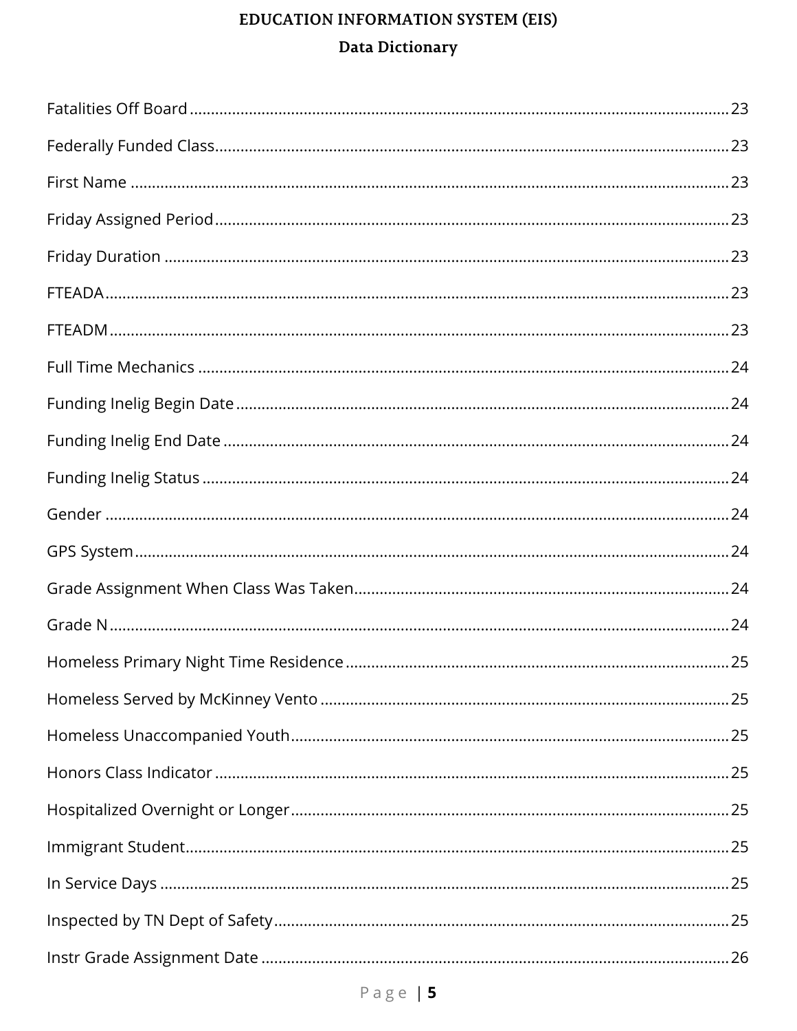Fatalities Off Board ........................................................................................................ 23

Federally Funded Class...................................................................................................... 23

First Name ........................................................................................................................ 23

Friday Assigned Period ..................................................................................................... 23

Friday Duration ................................................................................................................. 23

FTEADA ............................................................................................................................. 23

FTEADM ............................................................................................................................ 23

Full Time Mechanics .......................................................................................................... 24

Funding Inelig Begin Date ................................................................................................. 24

Funding Inelig End Date .................................................................................................... 24

Funding Inelig Status ........................................................................................................ 24

Gender .............................................................................................................................. 24

GPS System ....................................................................................................................... 24

Grade Assignment When Class Was Taken ....................................................................... 24

Grade N ............................................................................................................................ 24

Homeless Primary Night Time Residence .......................................................................... 25

Homeless Served by McKinney Vento ................................................................................ 25

Homeless Unaccompanied Youth ...................................................................................... 25

Honors Class Indicator ...................................................................................................... 25

Hospitalized Overnight or Longer ...................................................................................... 25

Immigrant Student ............................................................................................................ 25

In Service Days ................................................................................................................. 25

Inspected by TN Dept of Safety ......................................................................................... 25

Instr Grade Assignment Date ............................................................................................ 26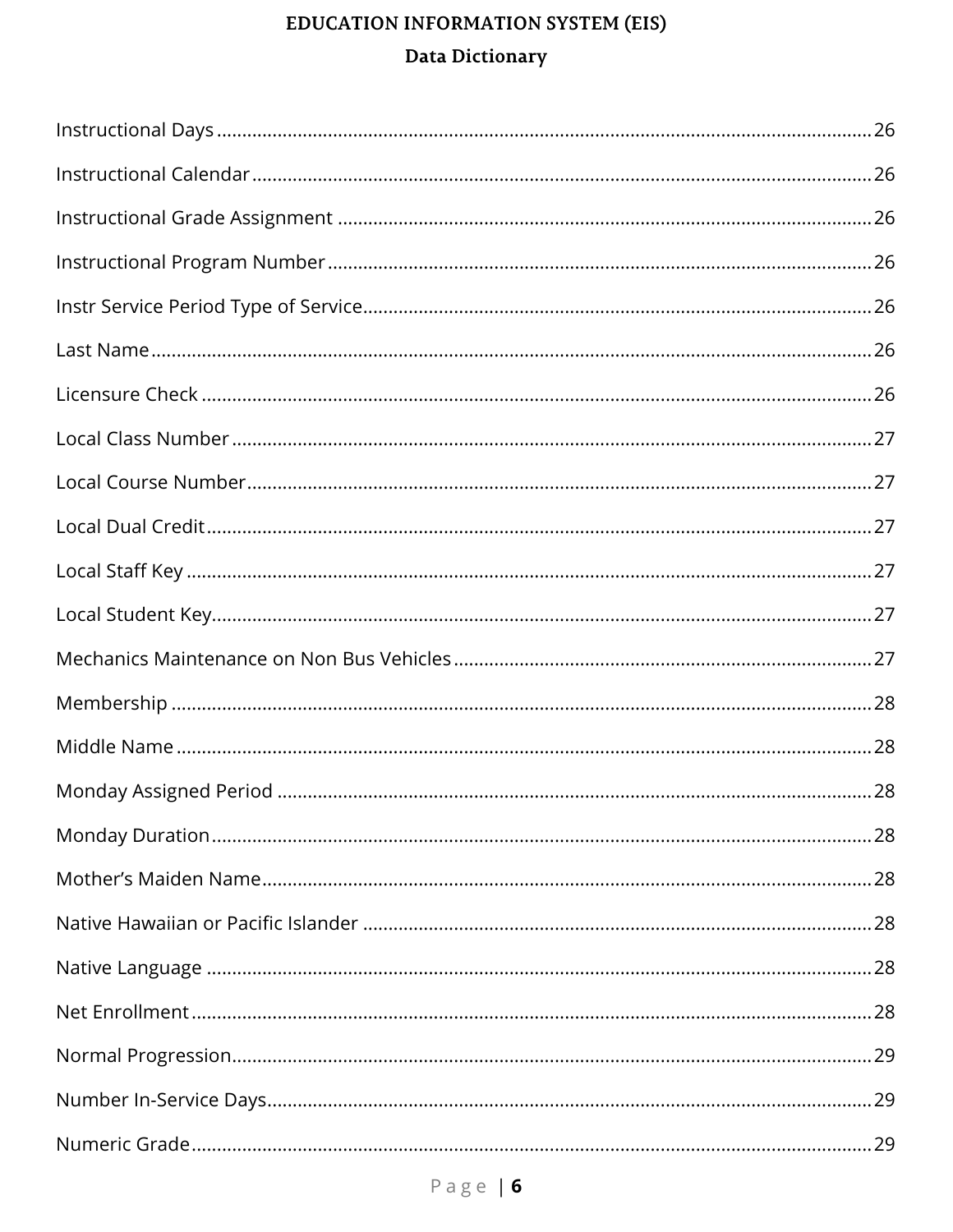Instructional Days ..... 26

Instructional Calendar ..... 26

Instructional Grade Assignment ..... 26

Instructional Program Number ..... 26

Instr Service Period Type of Service ..... 26

Last Name ..... 26

Licensure Check ..... 26

Local Class Number ..... 27

Local Course Number ..... 27

Local Dual Credit ..... 27

Local Staff Key ..... 27

Local Student Key ..... 27

Mechanics Maintenance on Non Bus Vehicles ..... 27

Membership ..... 28

Middle Name ..... 28

Monday Assigned Period ..... 28

Monday Duration ..... 28

Mother's Maiden Name ..... 28

Native Hawaiian or Pacific Islander ..... 28

Native Language ..... 28

Net Enrollment ..... 28

Normal Progression ..... 29

Number In-Service Days ..... 29

Numeric Grade ..... 29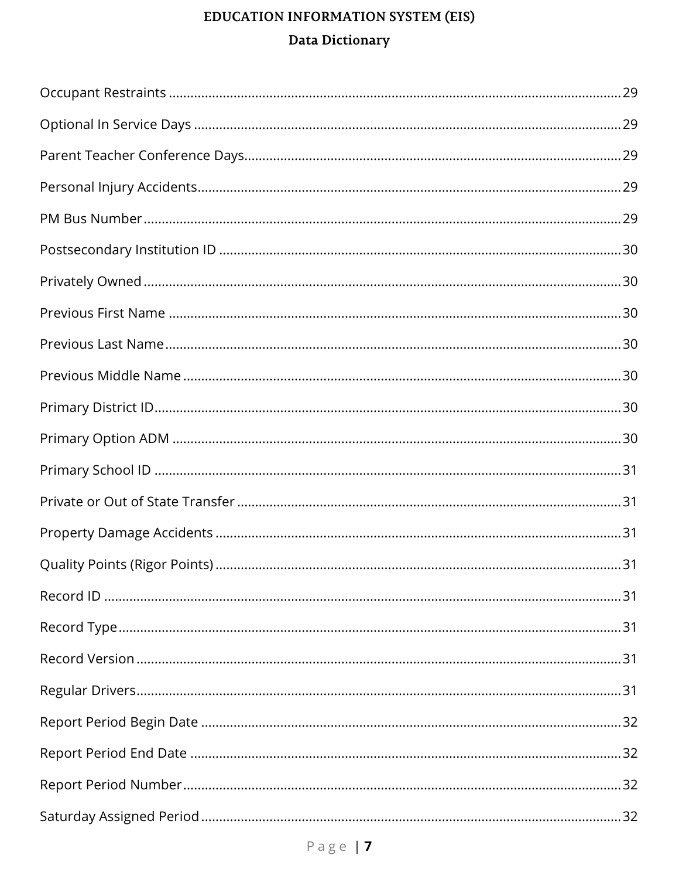Occupant Restraints ........................................................................................................29

Optional In Service Days ................................................................................................29

Parent Teacher Conference Days.....................................................................................29

Personal Injury Accidents................................................................................................29

PM Bus Number...............................................................................................................29

Postsecondary Institution ID ..........................................................................................30

Privately Owned...............................................................................................................30

Previous First Name ........................................................................................................30

Previous Last Name.........................................................................................................30

Previous Middle Name ....................................................................................................30

Primary District ID...........................................................................................................30

Primary Option ADM ......................................................................................................30

Primary School ID ...........................................................................................................31

Private or Out of State Transfer ......................................................................................31

Property Damage Accidents ...........................................................................................31

Quality Points (Rigor Points)...........................................................................................31

Record ID .........................................................................................................................31

Record Type......................................................................................................................31

Record Version .................................................................................................................31

Regular Drivers.................................................................................................................31

Report Period Begin Date ...............................................................................................32

Report Period End Date ..................................................................................................32

Report Period Number....................................................................................................32

Saturday Assigned Period ...............................................................................................32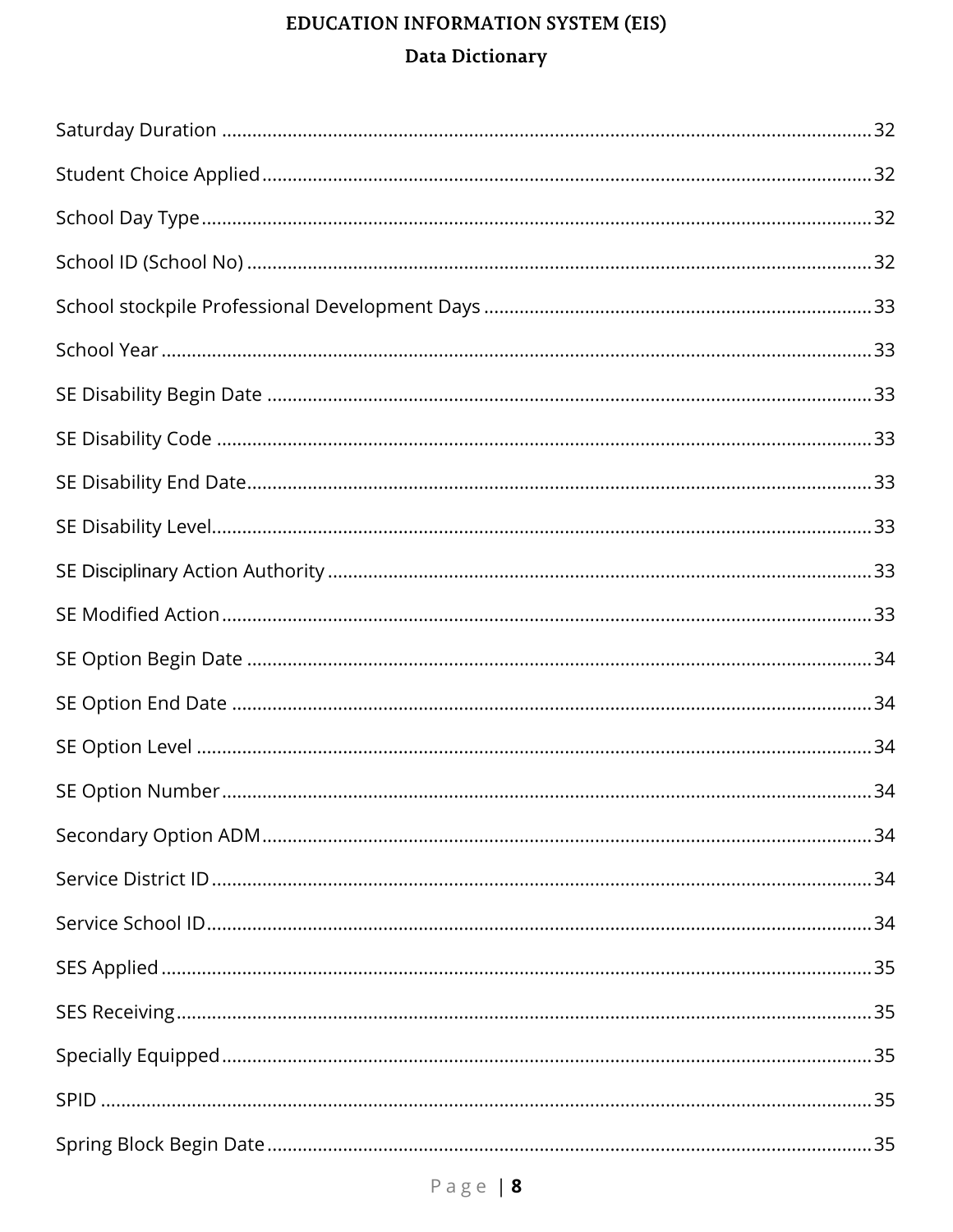Saturday Duration ....................................................................................................... 32

Student Choice Applied ............................................................................................... 32

School Day Type .......................................................................................................... 32

School ID (School No) ................................................................................................. 32

School stockpile Professional Development Days ........................................................ 33

School Year ................................................................................................................. 33

SE Disability Begin Date .............................................................................................. 33

SE Disability Code ....................................................................................................... 33

SE Disability End Date ................................................................................................. 33

SE Disability Level ........................................................................................................ 33

SE Disciplinary Action Authority ................................................................................... 33

SE Modified Action ...................................................................................................... 33

SE Option Begin Date .................................................................................................. 34

SE Option End Date .................................................................................................... 34

SE Option Level ........................................................................................................... 34

SE Option Number ...................................................................................................... 34

Secondary Option ADM ............................................................................................... 34

Service District ID ......................................................................................................... 34

Service School ID ......................................................................................................... 34

SES Applied ................................................................................................................. 35

SES Receiving .............................................................................................................. 35

Specially Equipped ....................................................................................................... 35

SPID ............................................................................................................................ 35

Spring Block Begin Date ............................................................................................... 35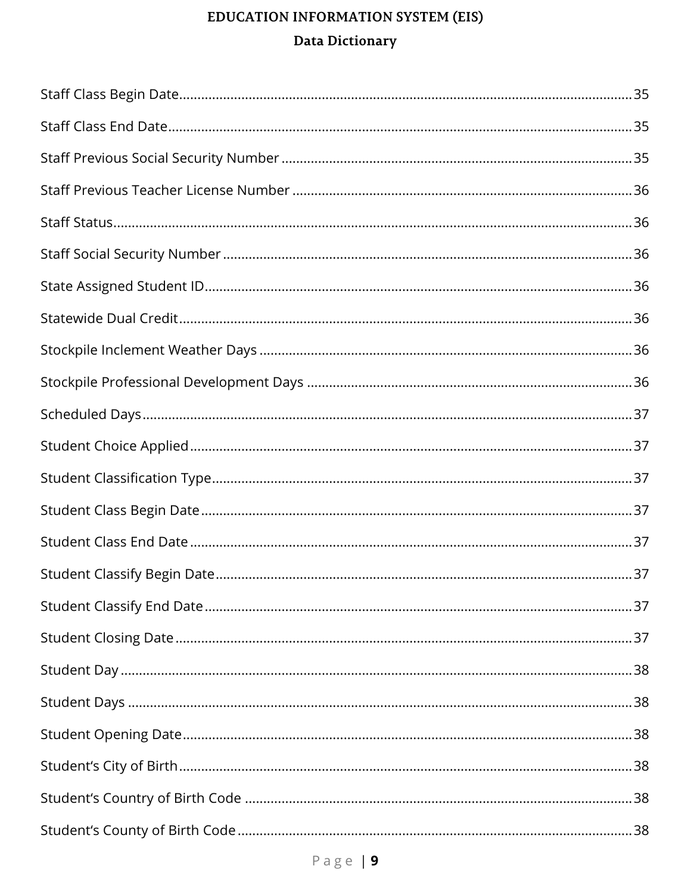Staff Class Begin Date........................................................................................................35

Staff Class End Date..........................................................................................................35

Staff Previous Social Security Number ..............................................................................35

Staff Previous Teacher License Number .............................................................................36

Staff Status.........................................................................................................................36

Staff Social Security Number ..............................................................................................36

State Assigned Student ID...................................................................................................36

Statewide Dual Credit..........................................................................................................36

Stockpile Inclement Weather Days .....................................................................................36

Stockpile Professional Development Days .........................................................................36

Scheduled Days...................................................................................................................37

Student Choice Applied.......................................................................................................37

Student Classification Type.................................................................................................37

Student Class Begin Date ....................................................................................................37

Student Class End Date .......................................................................................................37

Student Classify Begin Date.................................................................................................37

Student Classify End Date ...................................................................................................37

Student Closing Date ..........................................................................................................37

Student Day ........................................................................................................................38

Student Days ......................................................................................................................38

Student Opening Date.........................................................................................................38

Student's City of Birth.........................................................................................................38

Student's Country of Birth Code ........................................................................................38

Student's County of Birth Code ..........................................................................................38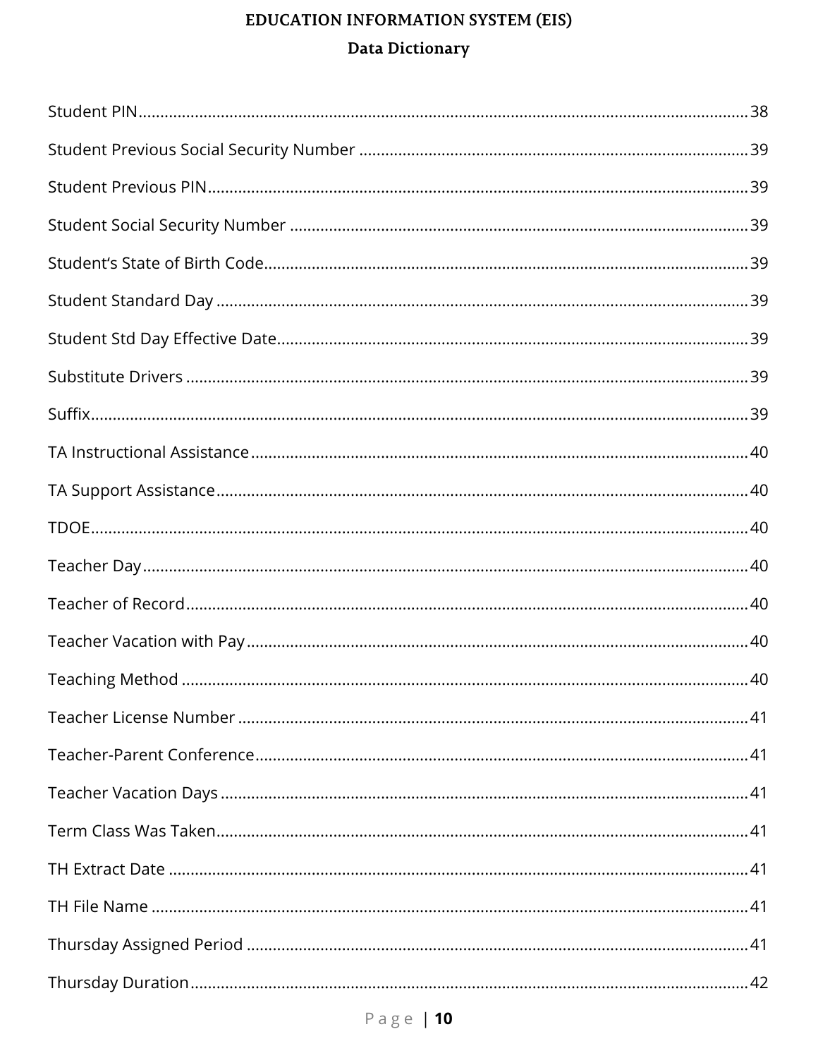Student PIN....................................................................................................38

Student Previous Social Security Number ...........................................................39

Student Previous PIN.........................................................................................39

Student Social Security Number ..........................................................................39

Student's State of Birth Code...............................................................................39

Student Standard Day .........................................................................................39

Student Std Day Effective Date.............................................................................39

Substitute Drivers ..............................................................................................39

Suffix.................................................................................................................39

TA Instructional Assistance .................................................................................40

TA Support Assistance.........................................................................................40

TDOE.................................................................................................................40

Teacher Day........................................................................................................40

Teacher of Record...............................................................................................40

Teacher Vacation with Pay ...................................................................................40

Teaching Method ................................................................................................40

Teacher License Number ......................................................................................41

Teacher-Parent Conference..................................................................................41

Teacher Vacation Days ........................................................................................41

Term Class Was Taken.........................................................................................41

TH Extract Date ..................................................................................................41

TH File Name .....................................................................................................41

Thursday Assigned Period ...................................................................................41

Thursday Duration...............................................................................................42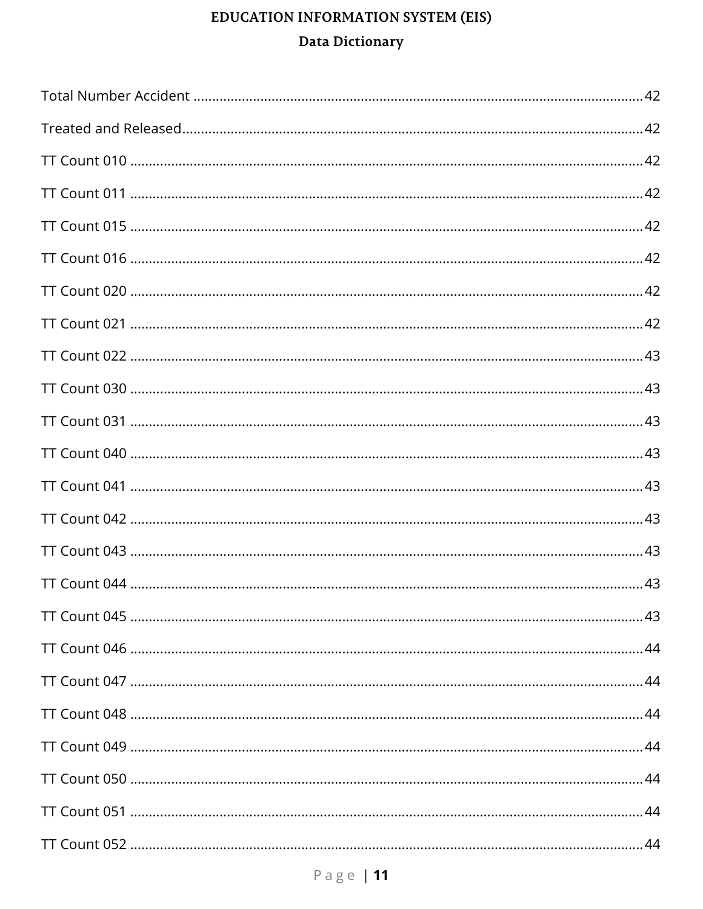Total Number Accident ........................................................................................................ 42

Treated and Released ........................................................................................................ 42

TT Count 010 ........................................................................................................ 42

TT Count 011 ........................................................................................................ 42

TT Count 015 ........................................................................................................ 42

TT Count 016 ........................................................................................................ 42

TT Count 020 ........................................................................................................ 42

TT Count 021 ........................................................................................................ 42

TT Count 022 ........................................................................................................ 43

TT Count 030 ........................................................................................................ 43

TT Count 031 ........................................................................................................ 43

TT Count 040 ........................................................................................................ 43

TT Count 041 ........................................................................................................ 43

TT Count 042 ........................................................................................................ 43

TT Count 043 ........................................................................................................ 43

TT Count 044 ........................................................................................................ 43

TT Count 045 ........................................................................................................ 43

TT Count 046 ........................................................................................................ 44

TT Count 047 ........................................................................................................ 44

TT Count 048 ........................................................................................................ 44

TT Count 049 ........................................................................................................ 44

TT Count 050 ........................................................................................................ 44

TT Count 051 ........................................................................................................ 44

TT Count 052 ........................................................................................................ 44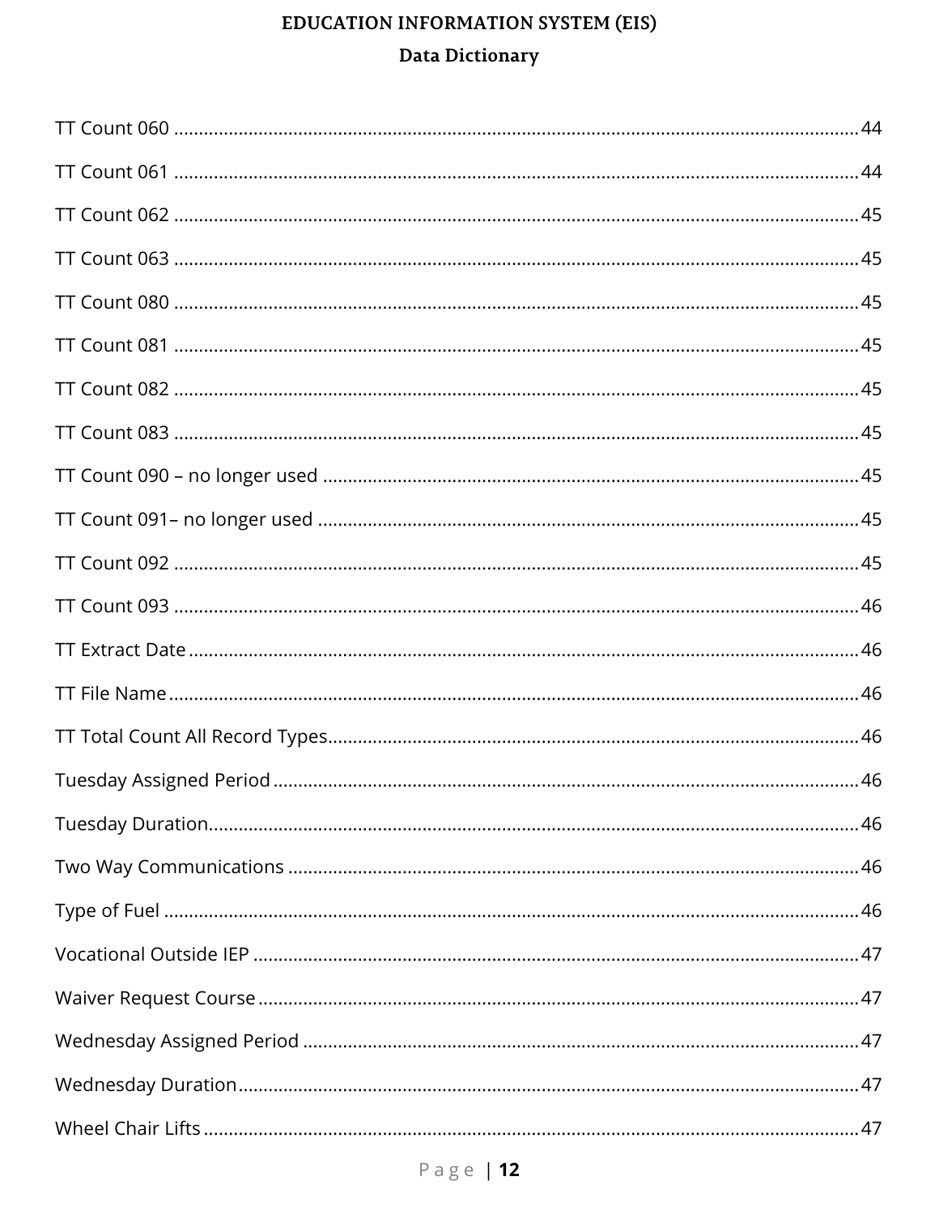TT Count 060 .......................................................................................................................44

TT Count 061 .......................................................................................................................44

TT Count 062 .......................................................................................................................45

TT Count 063 .......................................................................................................................45

TT Count 080 .......................................................................................................................45

TT Count 081 .......................................................................................................................45

TT Count 082 .......................................................................................................................45

TT Count 083 .......................................................................................................................45

TT Count 090 – no longer used ..........................................................................................45

TT Count 091– no longer used ...........................................................................................45

TT Count 092 .......................................................................................................................45

TT Count 093 .......................................................................................................................46

TT Extract Date ...................................................................................................................46

TT File Name .......................................................................................................................46

TT Total Count All Record Types........................................................................................46

Tuesday Assigned Period ...................................................................................................46

Tuesday Duration...............................................................................................................46

Two Way Communications ................................................................................................46

Type of Fuel .........................................................................................................................46

Vocational Outside IEP .......................................................................................................47

Waiver Request Course ......................................................................................................47

Wednesday Assigned Period .............................................................................................47

Wednesday Duration..........................................................................................................47

Wheel Chair Lifts .................................................................................................................47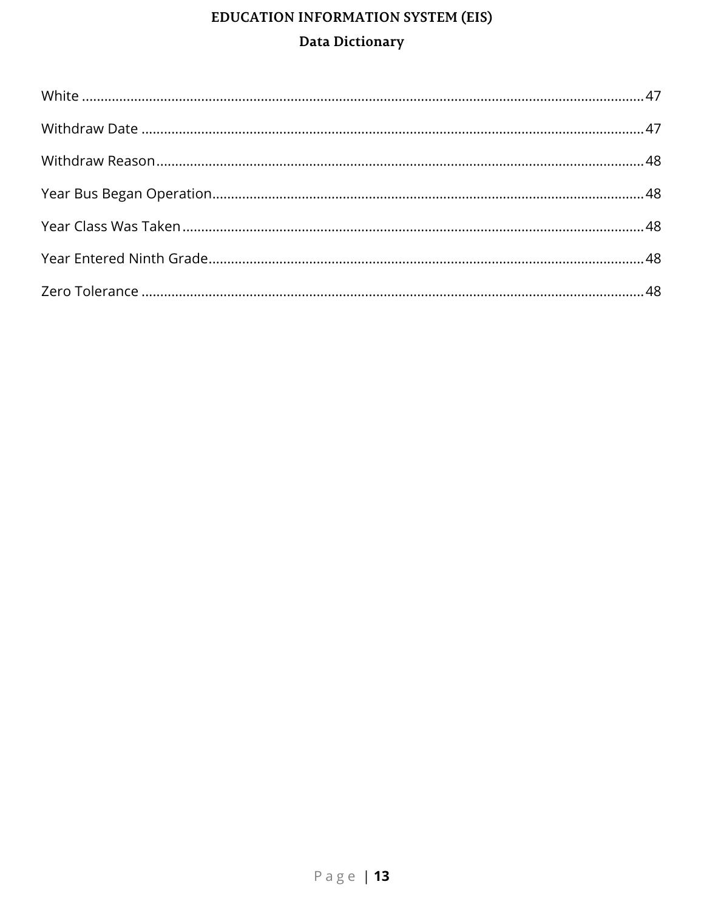White .......................................................................................................................................47

Withdraw Date ..........................................................................................................................47

Withdraw Reason......................................................................................................................48

Year Bus Began Operation.......................................................................................................48

Year Class Was Taken ...............................................................................................................48

Year Entered Ninth Grade.........................................................................................................48

Zero Tolerance ..........................................................................................................................48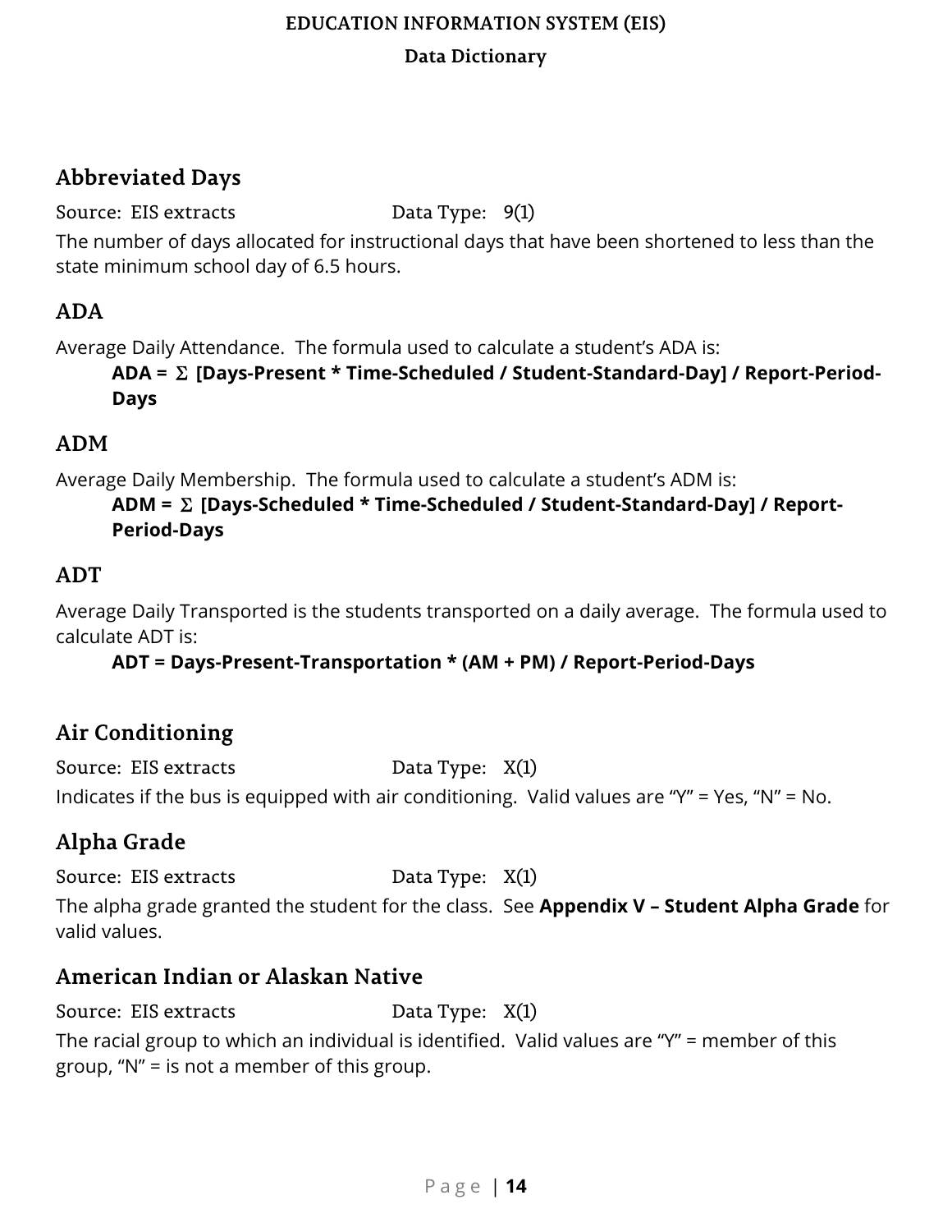## Abbreviated Days

Source: EIS extracts Data Type: 9(1)

The number of days allocated for instructional days that have been shortened to less than the state minimum school day of 6.5 hours.

## ADA

Average Daily Attendance. The formula used to calculate a student's ADA is:

> **ADA = Σ [Days-Present * Time-Scheduled / Student-Standard-Day] / Report-Period-Days**

## ADM

Average Daily Membership. The formula used to calculate a student's ADM is:

> **ADM = Σ [Days-Scheduled * Time-Scheduled / Student-Standard-Day] / Report-Period-Days**

## ADT

Average Daily Transported is the students transported on a daily average. The formula used to calculate ADT is:

> **ADT = Days-Present-Transportation * (AM + PM) / Report-Period-Days**

## Air Conditioning

Source: EIS extracts Data Type: X(1)

Indicates if the bus is equipped with air conditioning. Valid values are "Y" = Yes, "N" = No.

## Alpha Grade

Source: EIS extracts Data Type: X(1)

The alpha grade granted the student for the class. See **Appendix V – Student Alpha Grade** for valid values.

## American Indian or Alaskan Native

Source: EIS extracts Data Type: X(1)

The racial group to which an individual is identified. Valid values are "Y" = member of this group, "N" = is not a member of this group.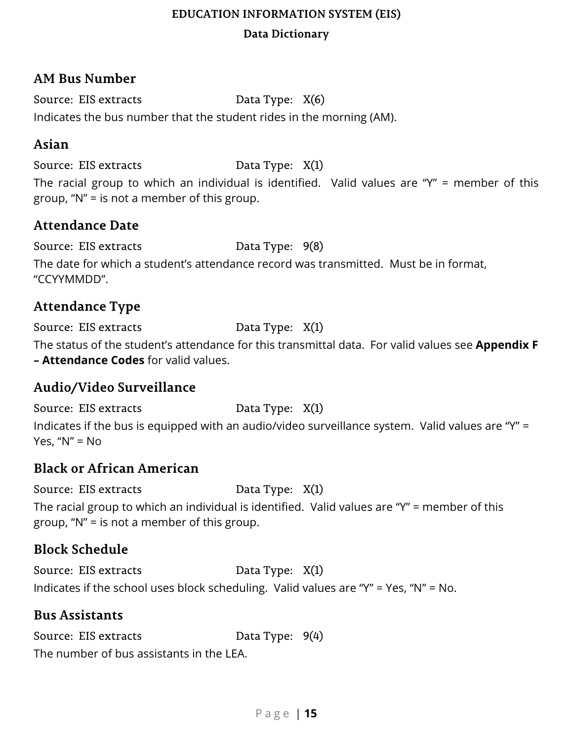## AM Bus Number

Source: EIS extracts Data Type: X(6)

Indicates the bus number that the student rides in the morning (AM).

## Asian

Source: EIS extracts Data Type: X(1)

The racial group to which an individual is identified. Valid values are "Y" = member of this group, "N" = is not a member of this group.

## Attendance Date

Source: EIS extracts Data Type: 9(8)

The date for which a student's attendance record was transmitted. Must be in format, "CCYYMMDD".

## Attendance Type

Source: EIS extracts Data Type: X(1)

The status of the student's attendance for this transmittal data. For valid values see **Appendix F – Attendance Codes** for valid values.

## Audio/Video Surveillance

Source: EIS extracts Data Type: X(1)

Indicates if the bus is equipped with an audio/video surveillance system. Valid values are "Y" = Yes, "N" = No

## Black or African American

Source: EIS extracts Data Type: X(1)

The racial group to which an individual is identified. Valid values are "Y" = member of this group, "N" = is not a member of this group.

## Block Schedule

Source: EIS extracts Data Type: X(1)

Indicates if the school uses block scheduling. Valid values are "Y" = Yes, "N" = No.

## Bus Assistants

Source: EIS extracts Data Type: 9(4)

The number of bus assistants in the LEA.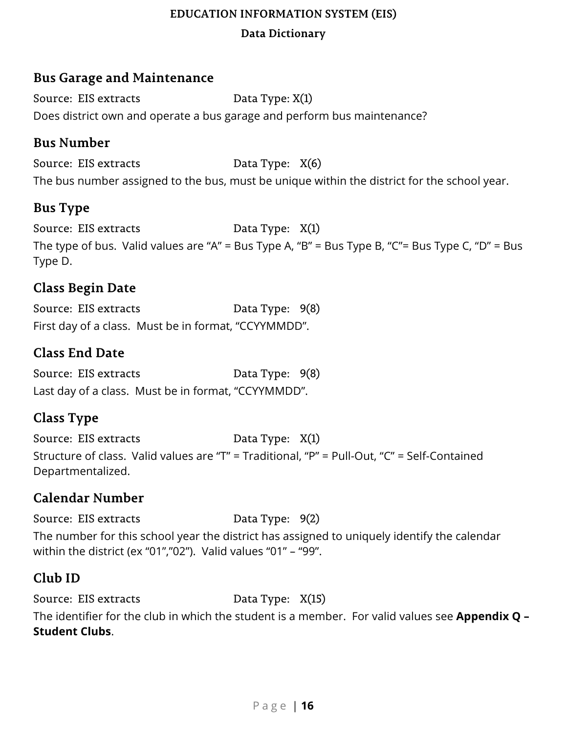## Bus Garage and Maintenance

Source: EIS extracts Data Type: X(1)

Does district own and operate a bus garage and perform bus maintenance?

## Bus Number

Source: EIS extracts Data Type: X(6)

The bus number assigned to the bus, must be unique within the district for the school year.

## Bus Type

Source: EIS extracts Data Type: X(1)

The type of bus. Valid values are "A" = Bus Type A, "B" = Bus Type B, "C"= Bus Type C, "D" = Bus Type D.

## Class Begin Date

Source: EIS extracts Data Type: 9(8)

First day of a class. Must be in format, "CCYYMMDD".

## Class End Date

Source: EIS extracts Data Type: 9(8)

Last day of a class. Must be in format, "CCYYMMDD".

## Class Type

Source: EIS extracts Data Type: X(1)

Structure of class. Valid values are "T" = Traditional, "P" = Pull-Out, "C" = Self-Contained Departmentalized.

## Calendar Number

Source: EIS extracts Data Type: 9(2)

The number for this school year the district has assigned to uniquely identify the calendar within the district (ex "01","02"). Valid values "01" – "99".

## Club ID

Source: EIS extracts Data Type: X(15)

The identifier for the club in which the student is a member. For valid values see **Appendix Q – Student Clubs**.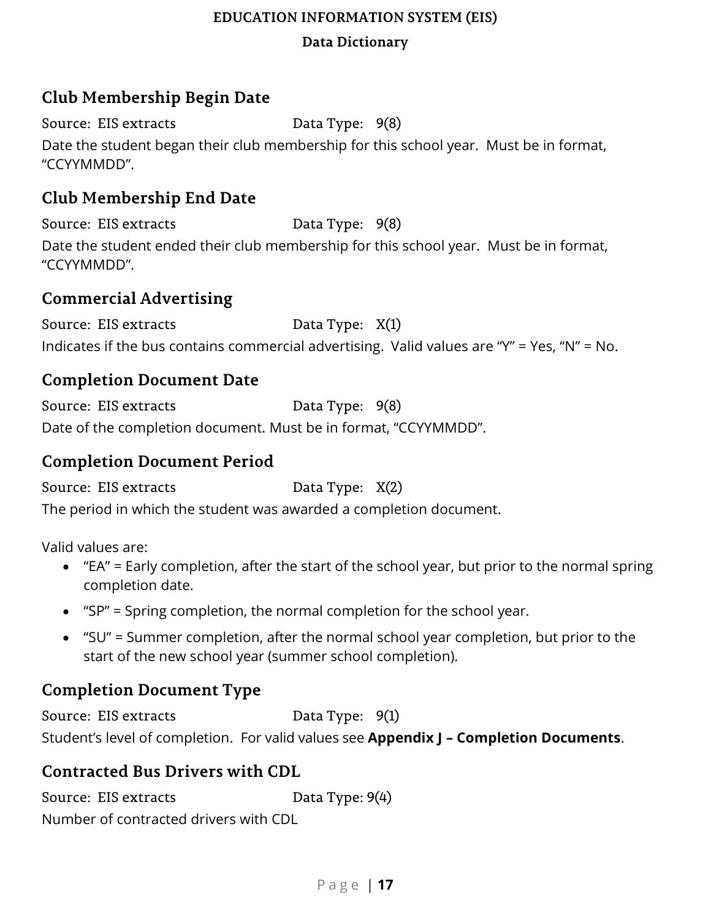## Club Membership Begin Date

Source: EIS extracts Data Type: 9(8)

Date the student began their club membership for this school year. Must be in format, "CCYYMMDD".

## Club Membership End Date

Source: EIS extracts Data Type: 9(8)

Date the student ended their club membership for this school year. Must be in format, "CCYYMMDD".

## Commercial Advertising

Source: EIS extracts Data Type: X(1)

Indicates if the bus contains commercial advertising. Valid values are "Y" = Yes, "N" = No.

## Completion Document Date

Source: EIS extracts Data Type: 9(8)

Date of the completion document. Must be in format, "CCYYMMDD".

## Completion Document Period

Source: EIS extracts Data Type: X(2)

The period in which the student was awarded a completion document.

Valid values are:

- "EA" = Early completion, after the start of the school year, but prior to the normal spring completion date.
- "SP" = Spring completion, the normal completion for the school year.
- "SU" = Summer completion, after the normal school year completion, but prior to the start of the new school year (summer school completion).

## Completion Document Type

Source: EIS extracts Data Type: 9(1)

Student's level of completion. For valid values see **Appendix J – Completion Documents**.

## Contracted Bus Drivers with CDL

Source: EIS extracts Data Type: 9(4)

Number of contracted drivers with CDL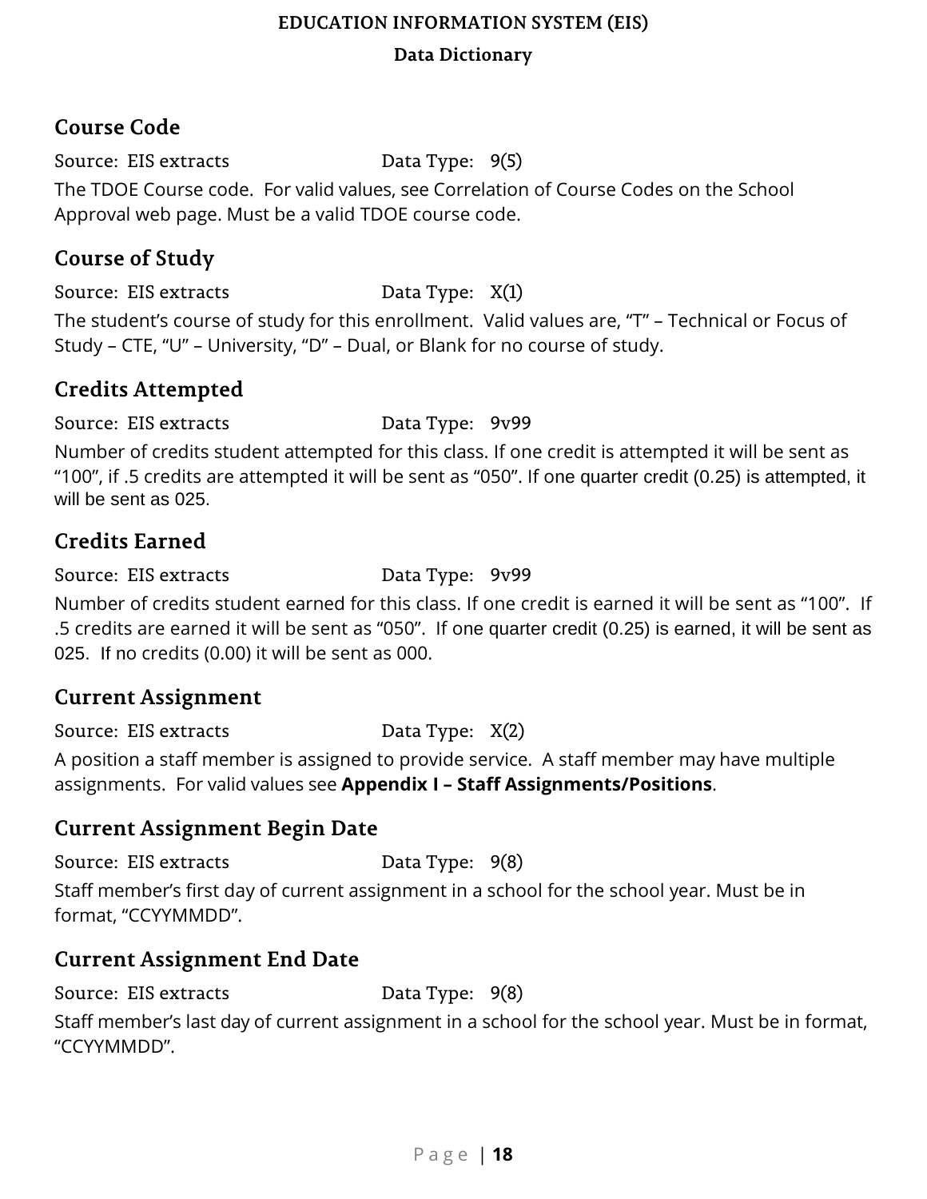## Course Code

Source: EIS extracts    Data Type: 9(5)

The TDOE Course code. For valid values, see Correlation of Course Codes on the School Approval web page. Must be a valid TDOE course code.

## Course of Study

Source: EIS extracts    Data Type: X(1)

The student's course of study for this enrollment. Valid values are, "T" – Technical or Focus of Study – CTE, "U" – University, "D" – Dual, or Blank for no course of study.

## Credits Attempted

Source: EIS extracts    Data Type: 9v99

Number of credits student attempted for this class. If one credit is attempted it will be sent as "100", if .5 credits are attempted it will be sent as "050". If one quarter credit (0.25) is attempted, it will be sent as 025.

## Credits Earned

Source: EIS extracts    Data Type: 9v99

Number of credits student earned for this class. If one credit is earned it will be sent as "100". If .5 credits are earned it will be sent as "050". If one quarter credit (0.25) is earned, it will be sent as 025. If no credits (0.00) it will be sent as 000.

## Current Assignment

Source: EIS extracts    Data Type: X(2)

A position a staff member is assigned to provide service. A staff member may have multiple assignments. For valid values see **Appendix I – Staff Assignments/Positions**.

## Current Assignment Begin Date

Source: EIS extracts    Data Type: 9(8)

Staff member's first day of current assignment in a school for the school year. Must be in format, "CCYYMMDD".

## Current Assignment End Date

Source: EIS extracts    Data Type: 9(8)

Staff member's last day of current assignment in a school for the school year. Must be in format, "CCYYMMDD".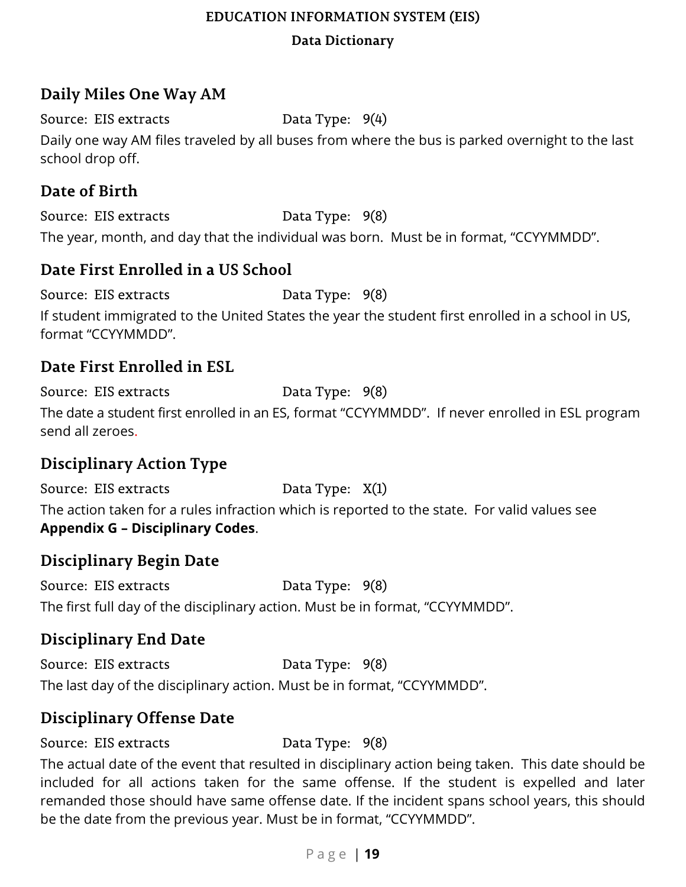## Daily Miles One Way AM

Source: EIS extracts Data Type: 9(4)

Daily one way AM files traveled by all buses from where the bus is parked overnight to the last school drop off.

## Date of Birth

Source: EIS extracts Data Type: 9(8)

The year, month, and day that the individual was born. Must be in format, "CCYYMMDD".

## Date First Enrolled in a US School

Source: EIS extracts Data Type: 9(8)

If student immigrated to the United States the year the student first enrolled in a school in US, format "CCYYMMDD".

## Date First Enrolled in ESL

Source: EIS extracts Data Type: 9(8)

The date a student first enrolled in an ES, format "CCYYMMDD". If never enrolled in ESL program send all zeroes.

## Disciplinary Action Type

Source: EIS extracts Data Type: X(1)

The action taken for a rules infraction which is reported to the state. For valid values see **Appendix G – Disciplinary Codes**.

## Disciplinary Begin Date

Source: EIS extracts Data Type: 9(8)

The first full day of the disciplinary action. Must be in format, "CCYYMMDD".

## Disciplinary End Date

Source: EIS extracts Data Type: 9(8)

The last day of the disciplinary action. Must be in format, "CCYYMMDD".

## Disciplinary Offense Date

Source: EIS extracts Data Type: 9(8)

The actual date of the event that resulted in disciplinary action being taken. This date should be included for all actions taken for the same offense. If the student is expelled and later remanded those should have same offense date. If the incident spans school years, this should be the date from the previous year. Must be in format, "CCYYMMDD".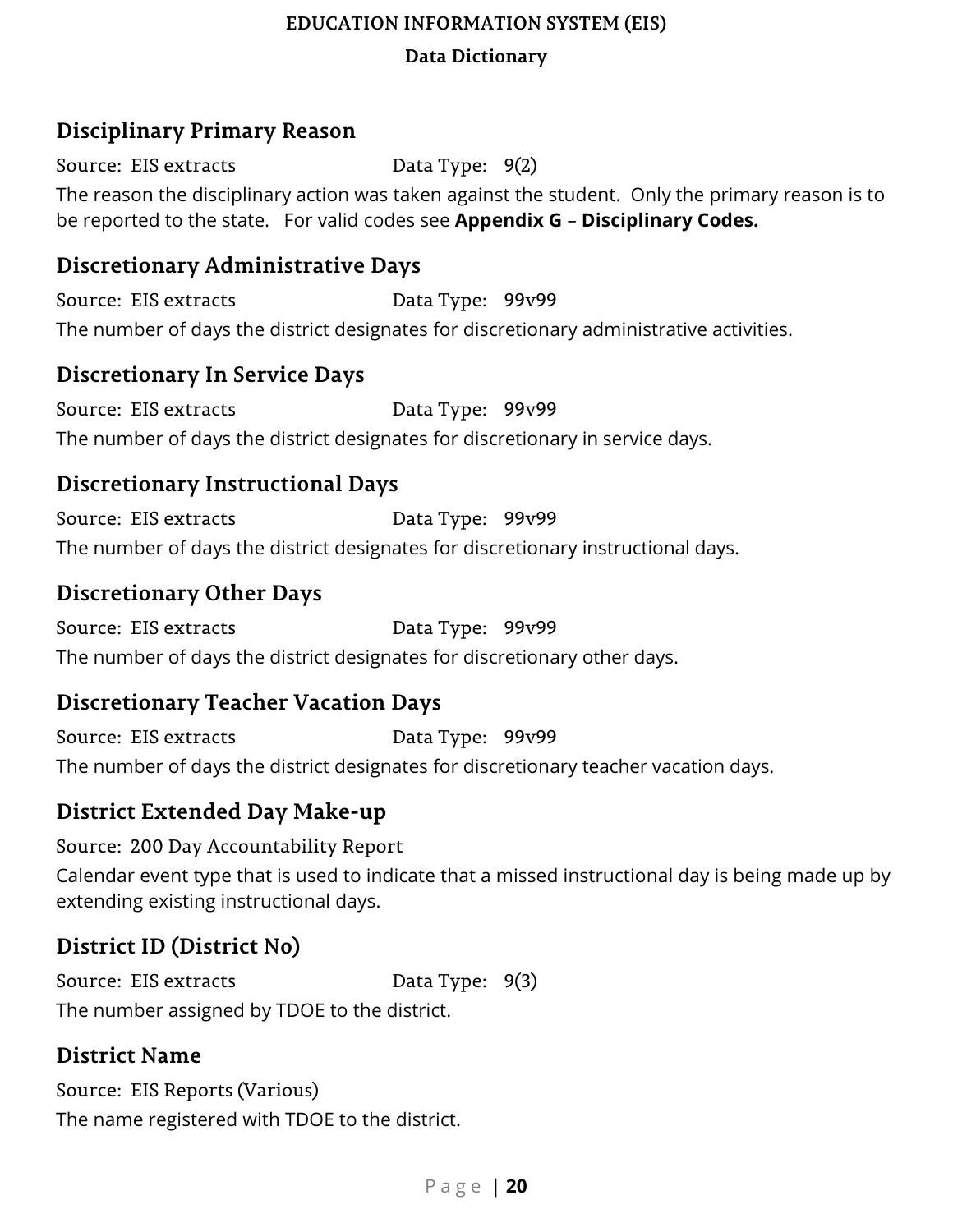## Disciplinary Primary Reason

Source: EIS extracts Data Type: 9(2)

The reason the disciplinary action was taken against the student. Only the primary reason is to be reported to the state. For valid codes see **Appendix G** – **Disciplinary Codes.**

## Discretionary Administrative Days

Source: EIS extracts Data Type: 99v99

The number of days the district designates for discretionary administrative activities.

## Discretionary In Service Days

Source: EIS extracts Data Type: 99v99

The number of days the district designates for discretionary in service days.

## Discretionary Instructional Days

Source: EIS extracts Data Type: 99v99

The number of days the district designates for discretionary instructional days.

## Discretionary Other Days

Source: EIS extracts Data Type: 99v99

The number of days the district designates for discretionary other days.

## Discretionary Teacher Vacation Days

Source: EIS extracts Data Type: 99v99

The number of days the district designates for discretionary teacher vacation days.

## District Extended Day Make-up

Source: 200 Day Accountability Report

Calendar event type that is used to indicate that a missed instructional day is being made up by extending existing instructional days.

## District ID (District No)

Source: EIS extracts Data Type: 9(3)

The number assigned by TDOE to the district.

## District Name

Source: EIS Reports (Various)

The name registered with TDOE to the district.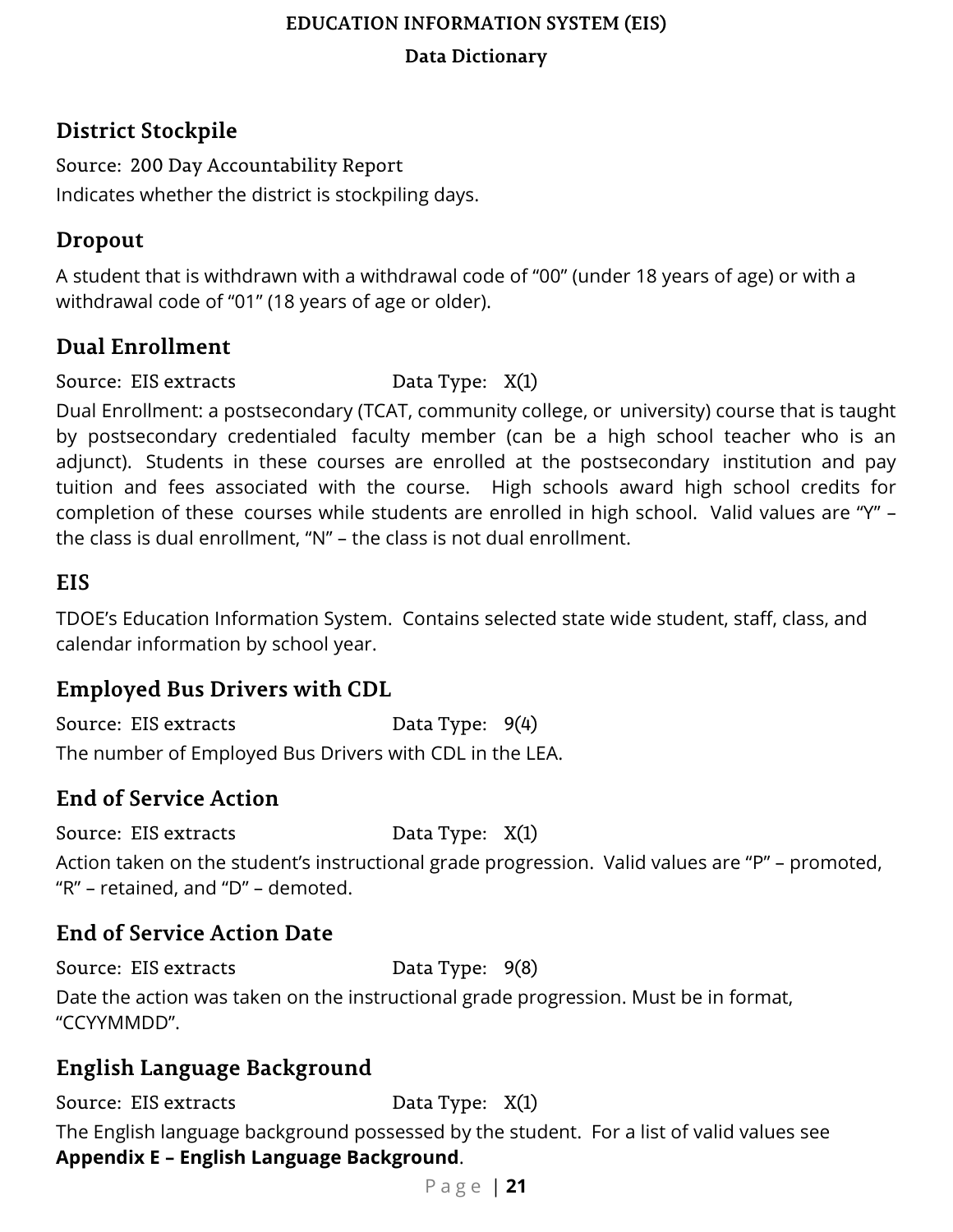## District Stockpile

Source: 200 Day Accountability Report

Indicates whether the district is stockpiling days.

## Dropout

A student that is withdrawn with a withdrawal code of "00" (under 18 years of age) or with a withdrawal code of "01" (18 years of age or older).

## Dual Enrollment

Source: EIS extracts Data Type: X(1)

Dual Enrollment: a postsecondary (TCAT, community college, or university) course that is taught by postsecondary credentialed faculty member (can be a high school teacher who is an adjunct). Students in these courses are enrolled at the postsecondary institution and pay tuition and fees associated with the course. High schools award high school credits for completion of these courses while students are enrolled in high school. Valid values are "Y" – the class is dual enrollment, "N" – the class is not dual enrollment.

## EIS

TDOE's Education Information System. Contains selected state wide student, staff, class, and calendar information by school year.

## Employed Bus Drivers with CDL

Source: EIS extracts Data Type: 9(4)

The number of Employed Bus Drivers with CDL in the LEA.

## End of Service Action

Source: EIS extracts Data Type: X(1)

Action taken on the student's instructional grade progression. Valid values are "P" – promoted, "R" – retained, and "D" – demoted.

## End of Service Action Date

Source: EIS extracts Data Type: 9(8)

Date the action was taken on the instructional grade progression. Must be in format, "CCYYMMDD".

## English Language Background

Source: EIS extracts Data Type: X(1)

The English language background possessed by the student. For a list of valid values see **Appendix E – English Language Background**.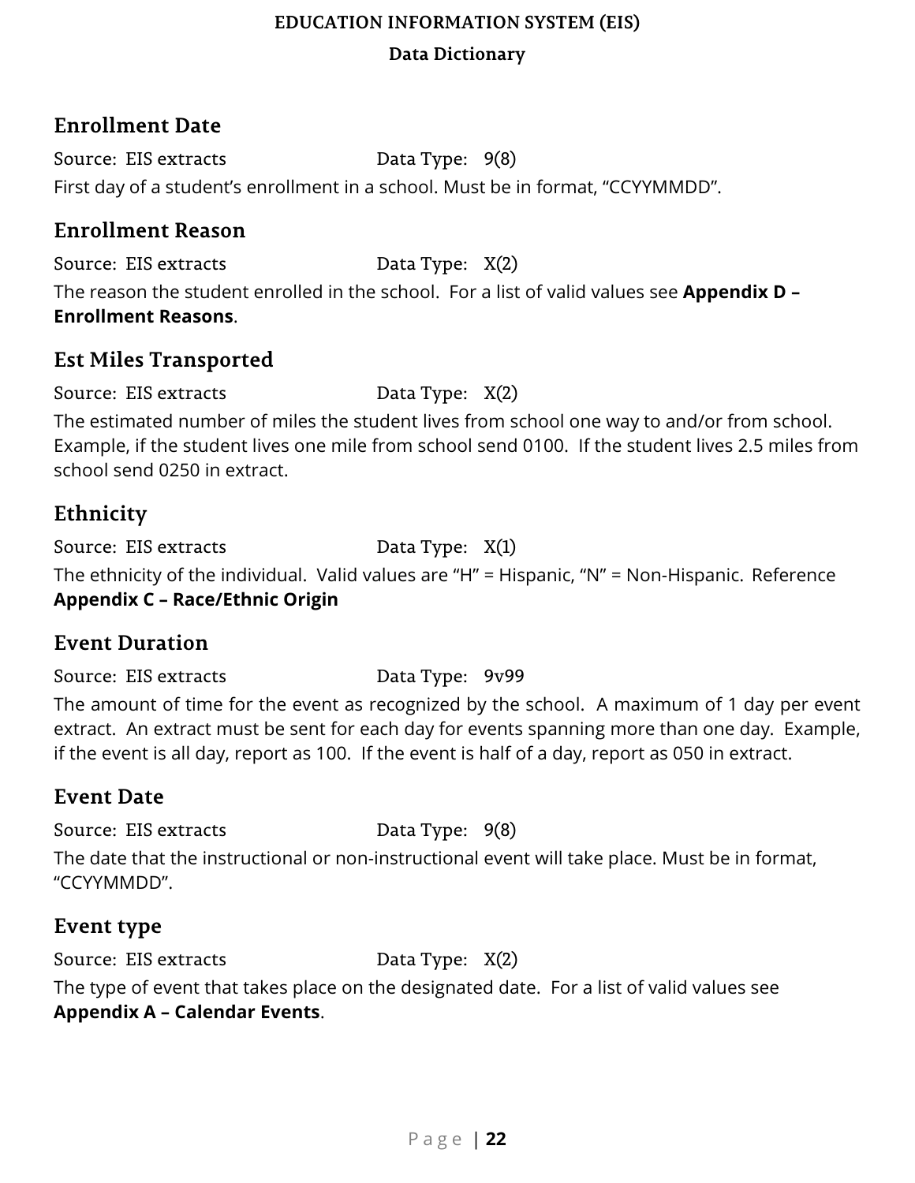## Enrollment Date

Source: EIS extracts    Data Type: 9(8)

First day of a student's enrollment in a school. Must be in format, "CCYYMMDD".

## Enrollment Reason

Source: EIS extracts    Data Type: X(2)

The reason the student enrolled in the school. For a list of valid values see **Appendix D – Enrollment Reasons**.

## Est Miles Transported

Source: EIS extracts    Data Type: X(2)

The estimated number of miles the student lives from school one way to and/or from school. Example, if the student lives one mile from school send 0100. If the student lives 2.5 miles from school send 0250 in extract.

## Ethnicity

Source: EIS extracts    Data Type: X(1)

The ethnicity of the individual. Valid values are "H" = Hispanic, "N" = Non-Hispanic. Reference **Appendix C – Race/Ethnic Origin**

## Event Duration

Source: EIS extracts    Data Type: 9v99

The amount of time for the event as recognized by the school. A maximum of 1 day per event extract. An extract must be sent for each day for events spanning more than one day. Example, if the event is all day, report as 100. If the event is half of a day, report as 050 in extract.

## Event Date

Source: EIS extracts    Data Type: 9(8)

The date that the instructional or non-instructional event will take place. Must be in format, "CCYYMMDD".

## Event type

Source: EIS extracts    Data Type: X(2)

The type of event that takes place on the designated date. For a list of valid values see **Appendix A – Calendar Events**.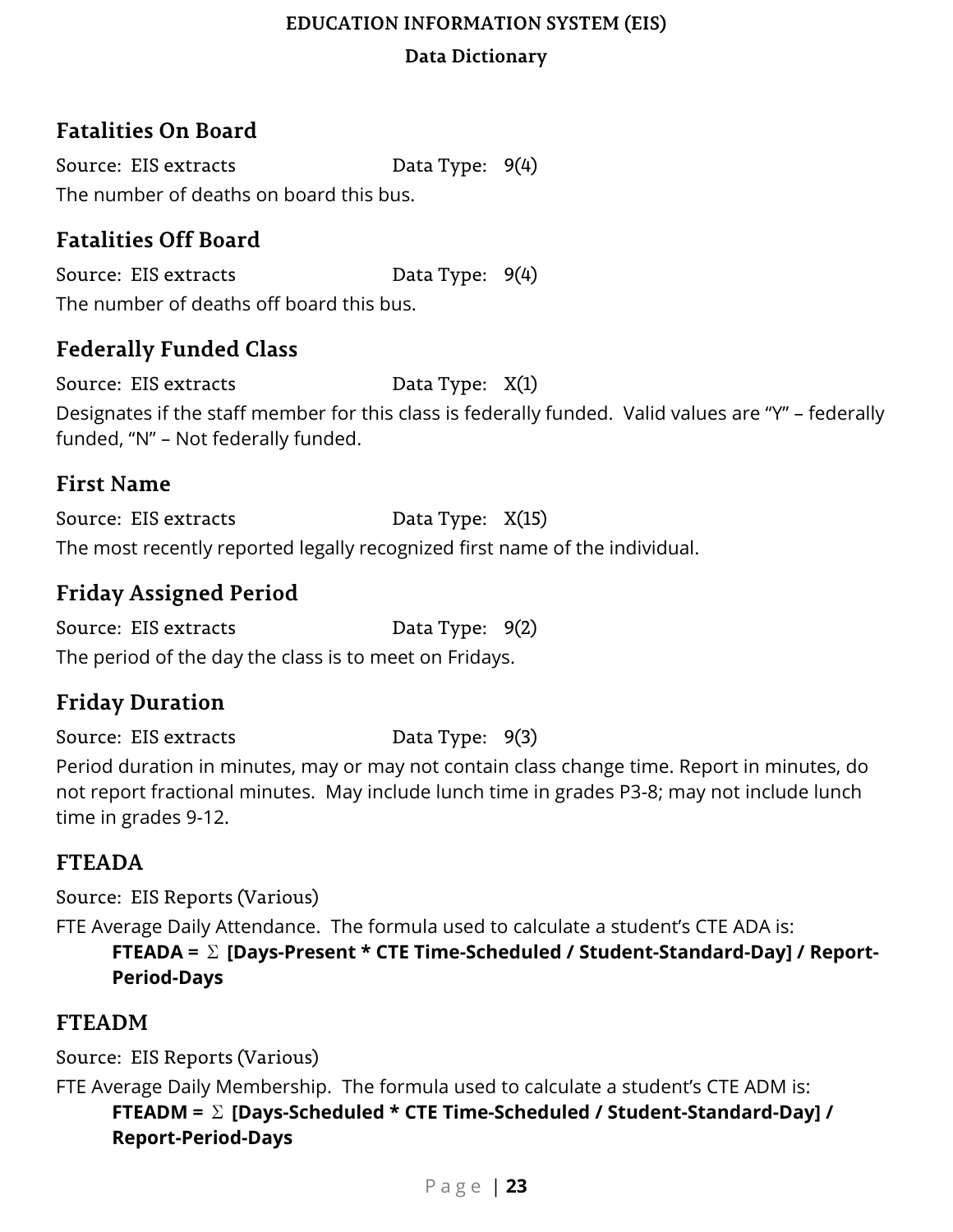## Fatalities On Board

Source: EIS extracts Data Type: 9(4)

The number of deaths on board this bus.

## Fatalities Off Board

Source: EIS extracts Data Type: 9(4)

The number of deaths off board this bus.

## Federally Funded Class

Source: EIS extracts Data Type: X(1)

Designates if the staff member for this class is federally funded. Valid values are "Y" – federally funded, "N" – Not federally funded.

## First Name

Source: EIS extracts Data Type: X(15)

The most recently reported legally recognized first name of the individual.

## Friday Assigned Period

Source: EIS extracts Data Type: 9(2)

The period of the day the class is to meet on Fridays.

## Friday Duration

Source: EIS extracts Data Type: 9(3)

Period duration in minutes, may or may not contain class change time. Report in minutes, do not report fractional minutes. May include lunch time in grades P3-8; may not include lunch time in grades 9-12.

## FTEADA

Source: EIS Reports (Various)

FTE Average Daily Attendance. The formula used to calculate a student's CTE ADA is:

> **FTEADA = Σ [Days-Present * CTE Time-Scheduled / Student-Standard-Day] / Report-Period-Days**

## FTEADM

Source: EIS Reports (Various)

FTE Average Daily Membership. The formula used to calculate a student's CTE ADM is:

> **FTEADM = Σ [Days-Scheduled * CTE Time-Scheduled / Student-Standard-Day] / Report-Period-Days**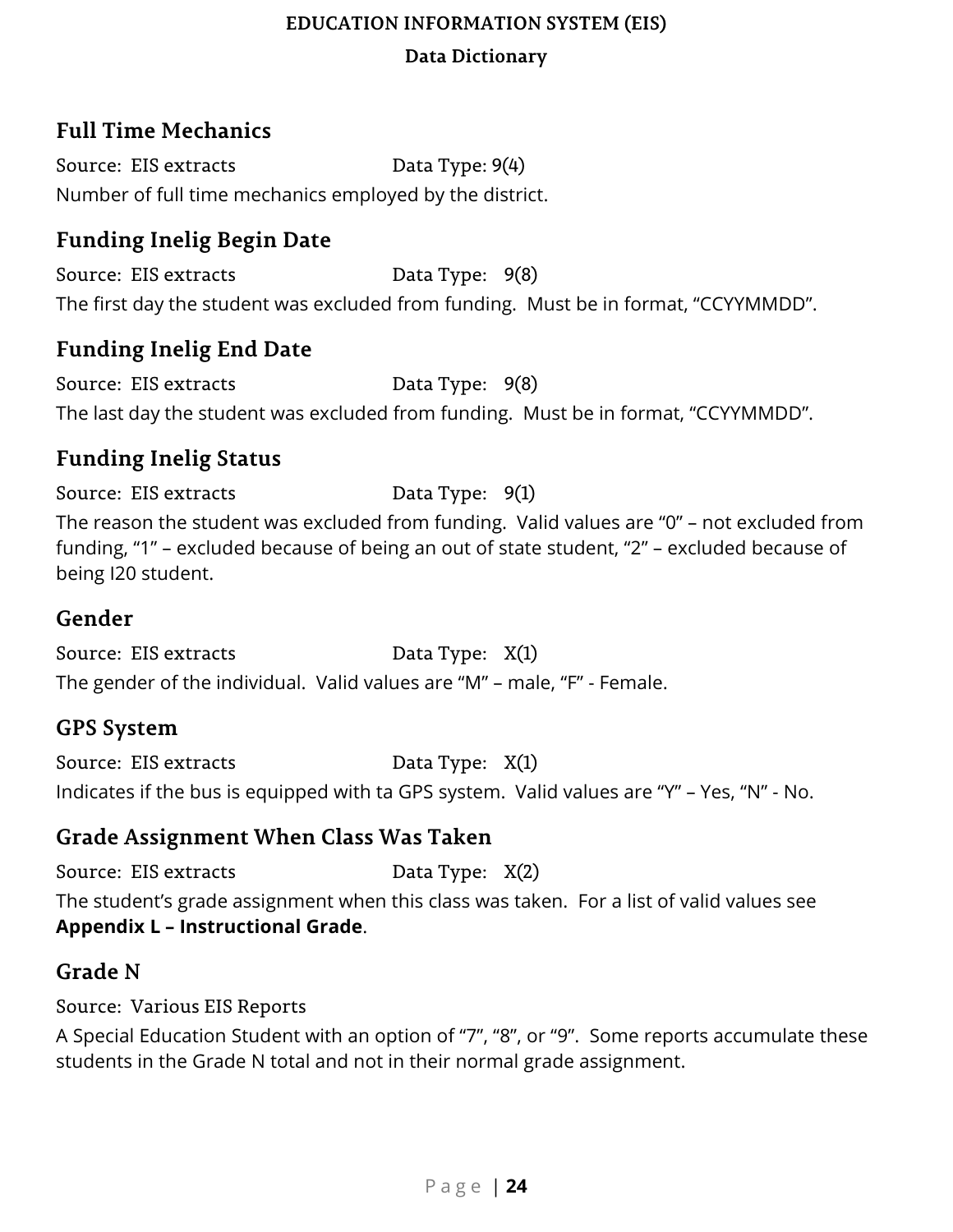## Full Time Mechanics

Source: EIS extracts Data Type: 9(4)

Number of full time mechanics employed by the district.

## Funding Inelig Begin Date

Source: EIS extracts Data Type: 9(8)

The first day the student was excluded from funding. Must be in format, "CCYYMMDD".

## Funding Inelig End Date

Source: EIS extracts Data Type: 9(8)

The last day the student was excluded from funding. Must be in format, "CCYYMMDD".

## Funding Inelig Status

Source: EIS extracts Data Type: 9(1)

The reason the student was excluded from funding. Valid values are "0" – not excluded from funding, "1" – excluded because of being an out of state student, "2" – excluded because of being I20 student.

## Gender

Source: EIS extracts Data Type: X(1)

The gender of the individual. Valid values are "M" – male, "F" - Female.

## GPS System

Source: EIS extracts Data Type: X(1)

Indicates if the bus is equipped with ta GPS system. Valid values are "Y" – Yes, "N" - No.

## Grade Assignment When Class Was Taken

Source: EIS extracts Data Type: X(2)

The student's grade assignment when this class was taken. For a list of valid values see **Appendix L – Instructional Grade**.

## Grade N

Source: Various EIS Reports

A Special Education Student with an option of "7", "8", or "9". Some reports accumulate these students in the Grade N total and not in their normal grade assignment.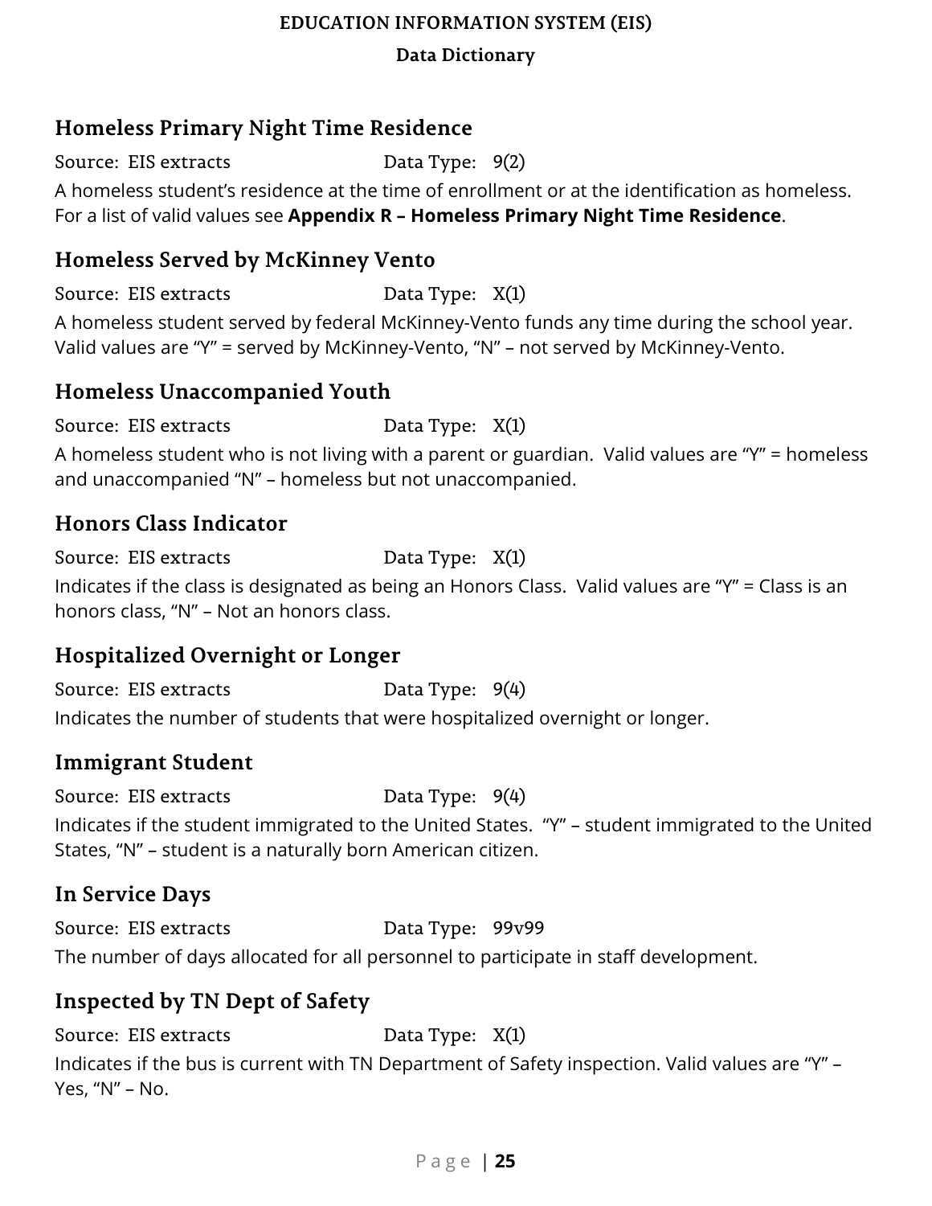## Homeless Primary Night Time Residence

Source: EIS extracts Data Type: 9(2)

A homeless student's residence at the time of enrollment or at the identification as homeless. For a list of valid values see **Appendix R – Homeless Primary Night Time Residence**.

## Homeless Served by McKinney Vento

Source: EIS extracts Data Type: X(1)

A homeless student served by federal McKinney-Vento funds any time during the school year. Valid values are "Y" = served by McKinney-Vento, "N" – not served by McKinney-Vento.

## Homeless Unaccompanied Youth

Source: EIS extracts Data Type: X(1)

A homeless student who is not living with a parent or guardian. Valid values are "Y" = homeless and unaccompanied "N" – homeless but not unaccompanied.

## Honors Class Indicator

Source: EIS extracts Data Type: X(1)

Indicates if the class is designated as being an Honors Class. Valid values are "Y" = Class is an honors class, "N" – Not an honors class.

## Hospitalized Overnight or Longer

Source: EIS extracts Data Type: 9(4)

Indicates the number of students that were hospitalized overnight or longer.

## Immigrant Student

Source: EIS extracts Data Type: 9(4)

Indicates if the student immigrated to the United States. "Y" – student immigrated to the United States, "N" – student is a naturally born American citizen.

## In Service Days

Source: EIS extracts Data Type: 99v99

The number of days allocated for all personnel to participate in staff development.

## Inspected by TN Dept of Safety

Source: EIS extracts Data Type: X(1)

Indicates if the bus is current with TN Department of Safety inspection. Valid values are "Y" – Yes, "N" – No.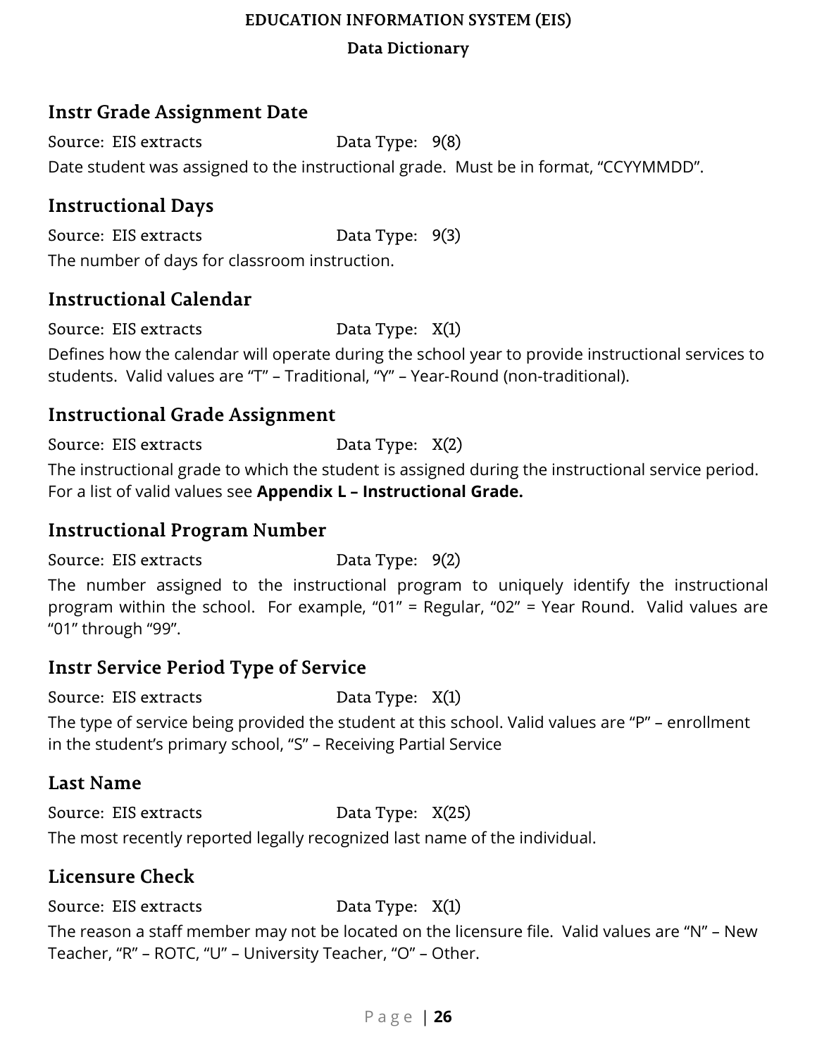## Instr Grade Assignment Date

Source: EIS extracts Data Type: 9(8)

Date student was assigned to the instructional grade. Must be in format, "CCYYMMDD".

## Instructional Days

Source: EIS extracts Data Type: 9(3)

The number of days for classroom instruction.

## Instructional Calendar

Source: EIS extracts Data Type: X(1)

Defines how the calendar will operate during the school year to provide instructional services to students. Valid values are "T" – Traditional, "Y" – Year-Round (non-traditional).

## Instructional Grade Assignment

Source: EIS extracts Data Type: X(2)

The instructional grade to which the student is assigned during the instructional service period. For a list of valid values see **Appendix L – Instructional Grade.**

## Instructional Program Number

Source: EIS extracts Data Type: 9(2)

The number assigned to the instructional program to uniquely identify the instructional program within the school. For example, "01" = Regular, "02" = Year Round. Valid values are "01" through "99".

## Instr Service Period Type of Service

Source: EIS extracts Data Type: X(1)

The type of service being provided the student at this school. Valid values are "P" – enrollment in the student's primary school, "S" – Receiving Partial Service

## Last Name

Source: EIS extracts Data Type: X(25)

The most recently reported legally recognized last name of the individual.

## Licensure Check

Source: EIS extracts Data Type: X(1)

The reason a staff member may not be located on the licensure file. Valid values are "N" – New Teacher, "R" – ROTC, "U" – University Teacher, "O" – Other.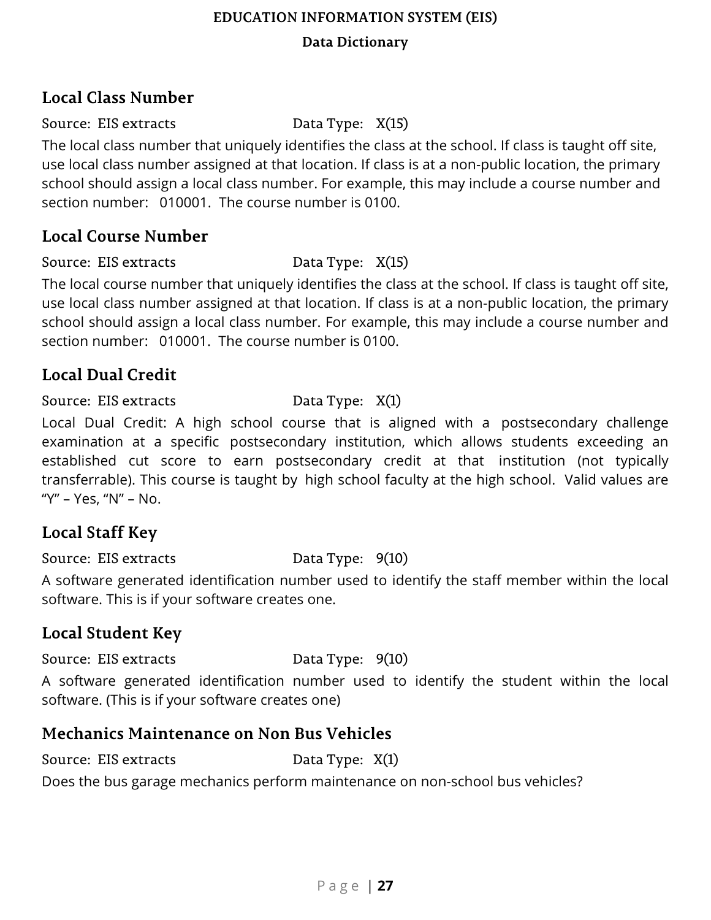## Local Class Number

Source: EIS extracts Data Type: X(15)

The local class number that uniquely identifies the class at the school. If class is taught off site, use local class number assigned at that location. If class is at a non-public location, the primary school should assign a local class number. For example, this may include a course number and section number: 010001. The course number is 0100.

## Local Course Number

Source: EIS extracts Data Type: X(15)

The local course number that uniquely identifies the class at the school. If class is taught off site, use local class number assigned at that location. If class is at a non-public location, the primary school should assign a local class number. For example, this may include a course number and section number: 010001. The course number is 0100.

## Local Dual Credit

Source: EIS extracts Data Type: X(1)

Local Dual Credit: A high school course that is aligned with a postsecondary challenge examination at a specific postsecondary institution, which allows students exceeding an established cut score to earn postsecondary credit at that institution (not typically transferrable). This course is taught by high school faculty at the high school. Valid values are "Y" – Yes, "N" – No.

## Local Staff Key

Source: EIS extracts Data Type: 9(10)

A software generated identification number used to identify the staff member within the local software. This is if your software creates one.

## Local Student Key

Source: EIS extracts Data Type: 9(10)

A software generated identification number used to identify the student within the local software. (This is if your software creates one)

## Mechanics Maintenance on Non Bus Vehicles

Source: EIS extracts Data Type: X(1)

Does the bus garage mechanics perform maintenance on non-school bus vehicles?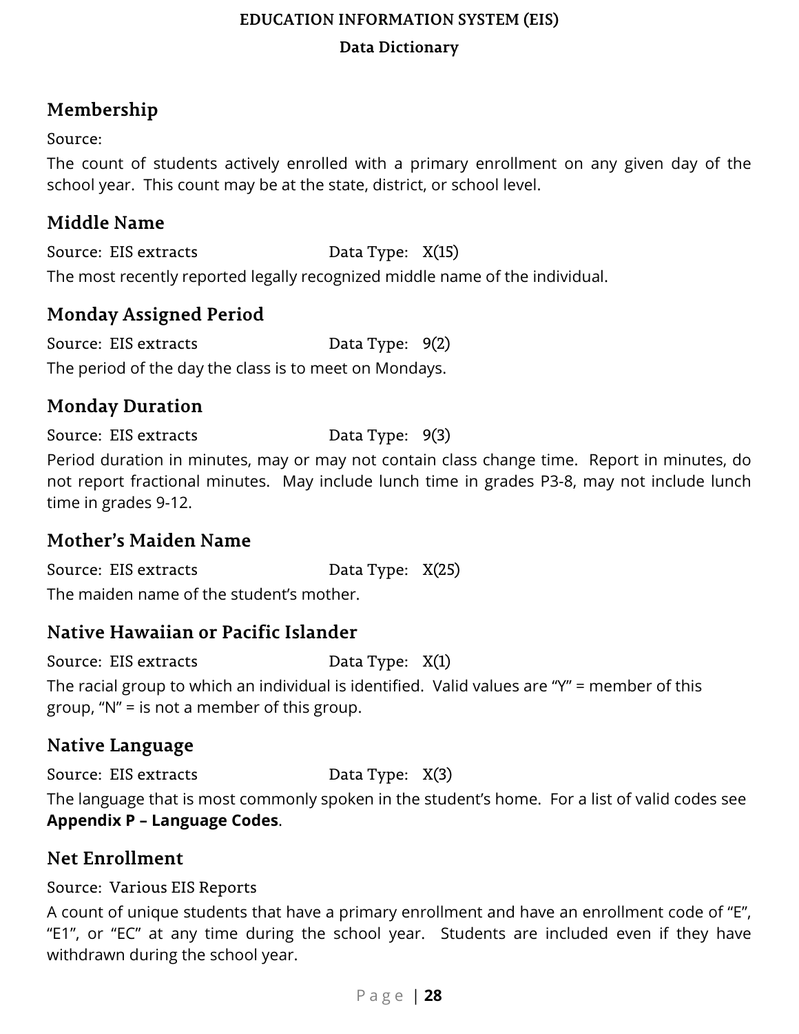## Membership

Source:

The count of students actively enrolled with a primary enrollment on any given day of the school year. This count may be at the state, district, or school level.

## Middle Name

Source: EIS extracts  Data Type: X(15)

The most recently reported legally recognized middle name of the individual.

## Monday Assigned Period

Source: EIS extracts  Data Type: 9(2)

The period of the day the class is to meet on Mondays.

## Monday Duration

Source: EIS extracts  Data Type: 9(3)

Period duration in minutes, may or may not contain class change time. Report in minutes, do not report fractional minutes. May include lunch time in grades P3-8, may not include lunch time in grades 9-12.

## Mother's Maiden Name

Source: EIS extracts  Data Type: X(25)

The maiden name of the student's mother.

## Native Hawaiian or Pacific Islander

Source: EIS extracts  Data Type: X(1)

The racial group to which an individual is identified. Valid values are "Y" = member of this group, "N" = is not a member of this group.

## Native Language

Source: EIS extracts  Data Type: X(3)

The language that is most commonly spoken in the student's home. For a list of valid codes see **Appendix P – Language Codes**.

## Net Enrollment

Source: Various EIS Reports

A count of unique students that have a primary enrollment and have an enrollment code of "E", "E1", or "EC" at any time during the school year. Students are included even if they have withdrawn during the school year.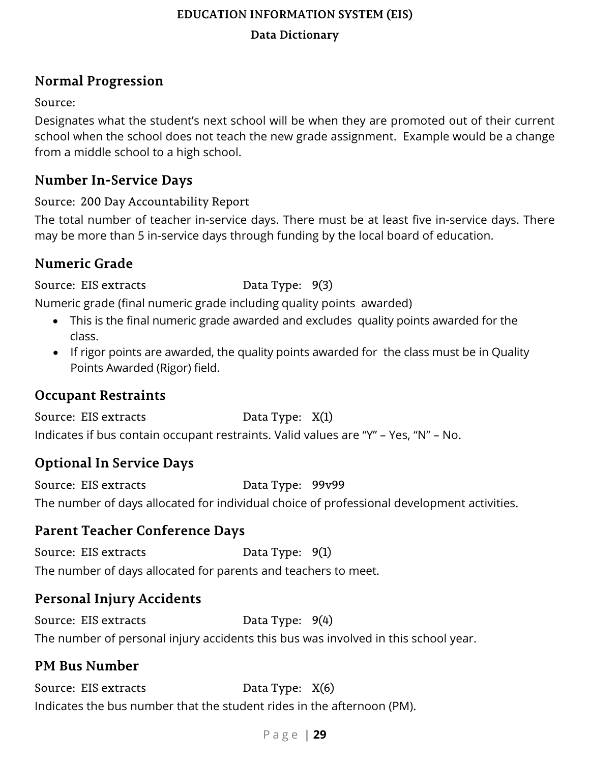## Normal Progression

Source:

Designates what the student's next school will be when they are promoted out of their current school when the school does not teach the new grade assignment. Example would be a change from a middle school to a high school.

## Number In-Service Days

Source: 200 Day Accountability Report

The total number of teacher in-service days. There must be at least five in-service days. There may be more than 5 in-service days through funding by the local board of education.

## Numeric Grade

Source: EIS extracts Data Type: 9(3)

Numeric grade (final numeric grade including quality points awarded)

- This is the final numeric grade awarded and excludes quality points awarded for the class.
- If rigor points are awarded, the quality points awarded for the class must be in Quality Points Awarded (Rigor) field.

## Occupant Restraints

Source: EIS extracts Data Type: X(1)

Indicates if bus contain occupant restraints. Valid values are "Y" – Yes, "N" – No.

## Optional In Service Days

Source: EIS extracts Data Type: 99v99

The number of days allocated for individual choice of professional development activities.

## Parent Teacher Conference Days

Source: EIS extracts Data Type: 9(1)

The number of days allocated for parents and teachers to meet.

## Personal Injury Accidents

Source: EIS extracts Data Type: 9(4)

The number of personal injury accidents this bus was involved in this school year.

## PM Bus Number

Source: EIS extracts Data Type: X(6)

Indicates the bus number that the student rides in the afternoon (PM).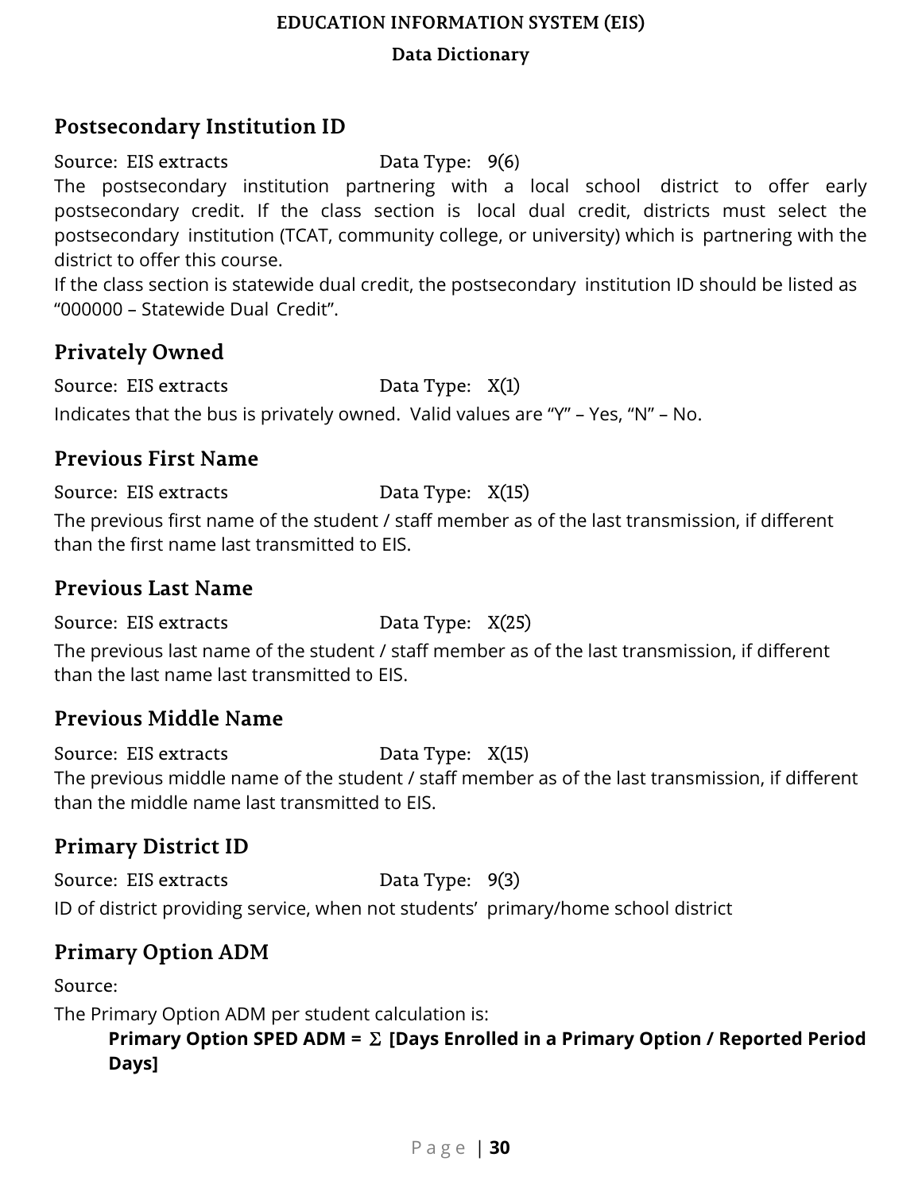## Postsecondary Institution ID

Source: EIS extracts Data Type: 9(6)

The postsecondary institution partnering with a local school district to offer early postsecondary credit. If the class section is local dual credit, districts must select the postsecondary institution (TCAT, community college, or university) which is partnering with the district to offer this course.

If the class section is statewide dual credit, the postsecondary institution ID should be listed as “000000 – Statewide Dual Credit”.

## Privately Owned

Source: EIS extracts Data Type: X(1)

Indicates that the bus is privately owned. Valid values are “Y” – Yes, “N” – No.

## Previous First Name

Source: EIS extracts Data Type: X(15)

The previous first name of the student / staff member as of the last transmission, if different than the first name last transmitted to EIS.

## Previous Last Name

Source: EIS extracts Data Type: X(25)

The previous last name of the student / staff member as of the last transmission, if different than the last name last transmitted to EIS.

## Previous Middle Name

Source: EIS extracts Data Type: X(15)

The previous middle name of the student / staff member as of the last transmission, if different than the middle name last transmitted to EIS.

## Primary District ID

Source: EIS extracts Data Type: 9(3)

ID of district providing service, when not students’ primary/home school district

## Primary Option ADM

Source:

The Primary Option ADM per student calculation is:

> **Primary Option SPED ADM = Σ [Days Enrolled in a Primary Option / Reported Period Days]**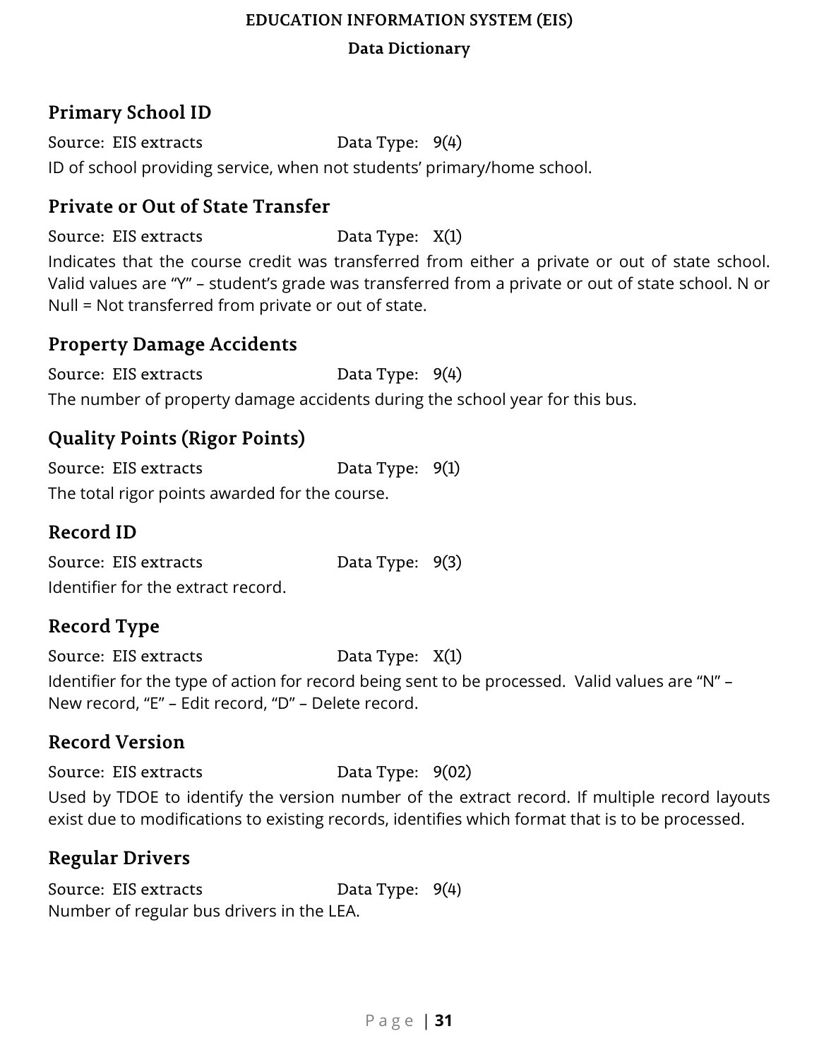## Primary School ID

Source: EIS extracts Data Type: 9(4)

ID of school providing service, when not students' primary/home school.

## Private or Out of State Transfer

Source: EIS extracts Data Type: X(1)

Indicates that the course credit was transferred from either a private or out of state school. Valid values are "Y" – student's grade was transferred from a private or out of state school. N or Null = Not transferred from private or out of state.

## Property Damage Accidents

Source: EIS extracts Data Type: 9(4)

The number of property damage accidents during the school year for this bus.

## Quality Points (Rigor Points)

Source: EIS extracts Data Type: 9(1)

The total rigor points awarded for the course.

## Record ID

Source: EIS extracts Data Type: 9(3)

Identifier for the extract record.

## Record Type

Source: EIS extracts Data Type: X(1)

Identifier for the type of action for record being sent to be processed. Valid values are "N" – New record, "E" – Edit record, "D" – Delete record.

## Record Version

Source: EIS extracts Data Type: 9(02)

Used by TDOE to identify the version number of the extract record. If multiple record layouts exist due to modifications to existing records, identifies which format that is to be processed.

## Regular Drivers

Source: EIS extracts Data Type: 9(4)

Number of regular bus drivers in the LEA.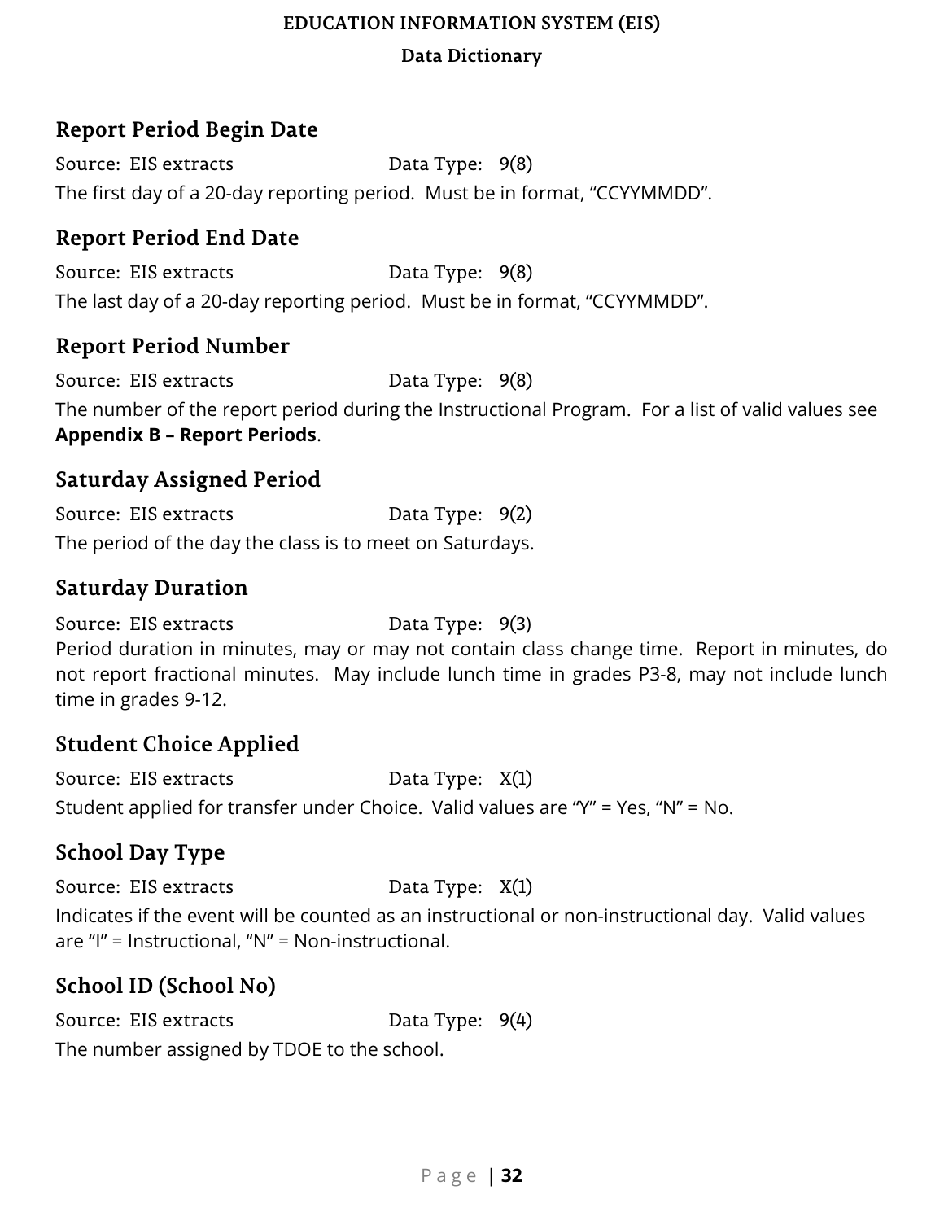## Report Period Begin Date

Source: EIS extracts Data Type: 9(8)

The first day of a 20-day reporting period. Must be in format, "CCYYMMDD".

## Report Period End Date

Source: EIS extracts Data Type: 9(8)

The last day of a 20-day reporting period. Must be in format, "CCYYMMDD".

## Report Period Number

Source: EIS extracts Data Type: 9(8)

The number of the report period during the Instructional Program. For a list of valid values see **Appendix B – Report Periods**.

## Saturday Assigned Period

Source: EIS extracts Data Type: 9(2)

The period of the day the class is to meet on Saturdays.

## Saturday Duration

Source: EIS extracts Data Type: 9(3)

Period duration in minutes, may or may not contain class change time. Report in minutes, do not report fractional minutes. May include lunch time in grades P3-8, may not include lunch time in grades 9-12.

## Student Choice Applied

Source: EIS extracts Data Type: X(1)

Student applied for transfer under Choice. Valid values are "Y" = Yes, "N" = No.

## School Day Type

Source: EIS extracts Data Type: X(1)

Indicates if the event will be counted as an instructional or non-instructional day. Valid values are "I" = Instructional, "N" = Non-instructional.

## School ID (School No)

Source: EIS extracts Data Type: 9(4)

The number assigned by TDOE to the school.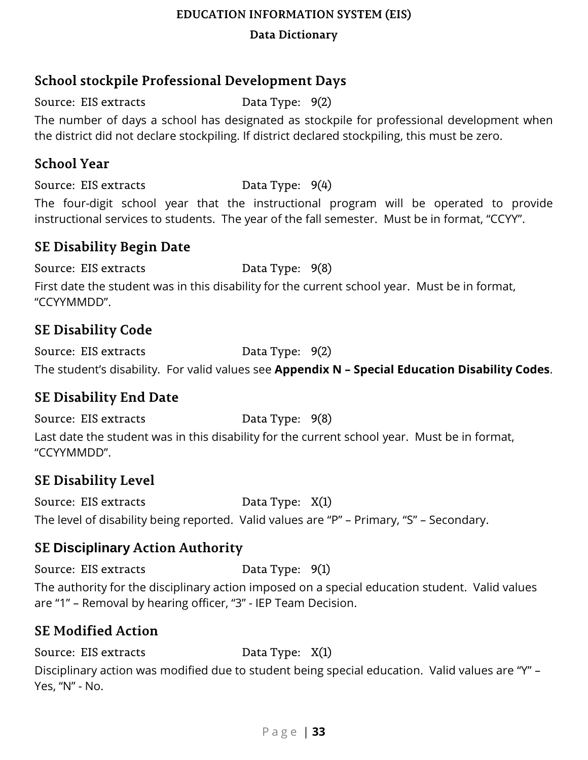## School stockpile Professional Development Days

Source: EIS extracts Data Type: 9(2)

The number of days a school has designated as stockpile for professional development when the district did not declare stockpiling. If district declared stockpiling, this must be zero.

## School Year

Source: EIS extracts Data Type: 9(4)

The four-digit school year that the instructional program will be operated to provide instructional services to students. The year of the fall semester. Must be in format, "CCYY".

## SE Disability Begin Date

Source: EIS extracts Data Type: 9(8)

First date the student was in this disability for the current school year. Must be in format, "CCYYMMDD".

## SE Disability Code

Source: EIS extracts Data Type: 9(2)

The student's disability. For valid values see **Appendix N – Special Education Disability Codes**.

## SE Disability End Date

Source: EIS extracts Data Type: 9(8)

Last date the student was in this disability for the current school year. Must be in format, "CCYYMMDD".

## SE Disability Level

Source: EIS extracts Data Type: X(1)

The level of disability being reported. Valid values are "P" – Primary, "S" – Secondary.

## SE Disciplinary Action Authority

Source: EIS extracts Data Type: 9(1)

The authority for the disciplinary action imposed on a special education student. Valid values are "1" – Removal by hearing officer, "3" - IEP Team Decision.

## SE Modified Action

Source: EIS extracts Data Type: X(1)

Disciplinary action was modified due to student being special education. Valid values are "Y" – Yes, "N" - No.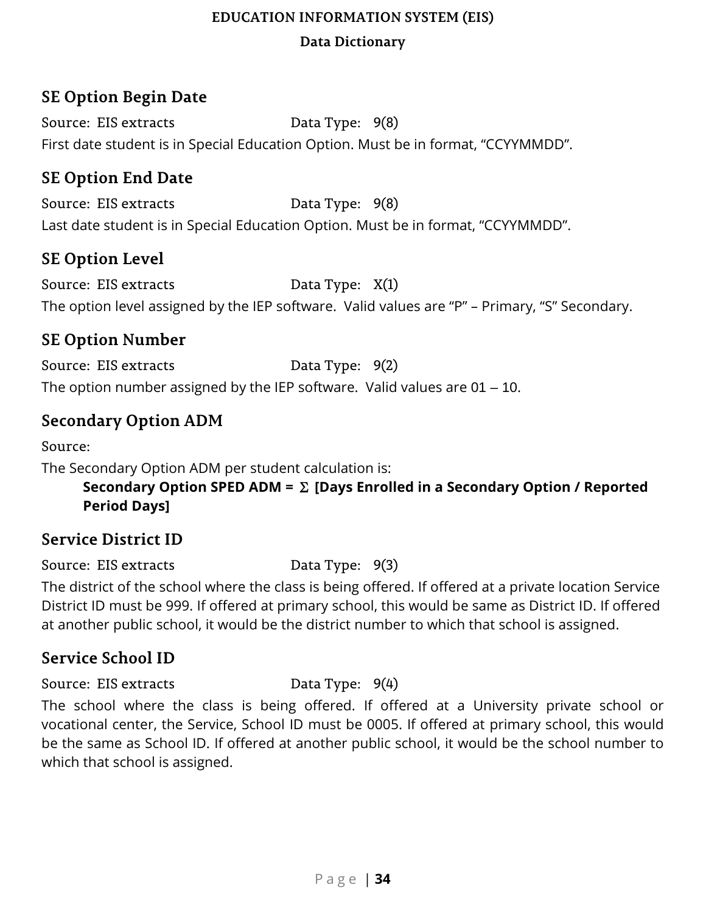## SE Option Begin Date

Source: EIS extracts  Data Type: 9(8)

First date student is in Special Education Option. Must be in format, "CCYYMMDD".

## SE Option End Date

Source: EIS extracts  Data Type: 9(8)

Last date student is in Special Education Option. Must be in format, "CCYYMMDD".

## SE Option Level

Source: EIS extracts  Data Type: X(1)

The option level assigned by the IEP software. Valid values are "P" – Primary, "S" Secondary.

## SE Option Number

Source: EIS extracts  Data Type: 9(2)

The option number assigned by the IEP software. Valid values are 01 – 10.

## Secondary Option ADM

Source:

The Secondary Option ADM per student calculation is:

> **Secondary Option SPED ADM = Σ [Days Enrolled in a Secondary Option / Reported Period Days]**

## Service District ID

Source: EIS extracts  Data Type: 9(3)

The district of the school where the class is being offered. If offered at a private location Service District ID must be 999. If offered at primary school, this would be same as District ID. If offered at another public school, it would be the district number to which that school is assigned.

## Service School ID

Source: EIS extracts  Data Type: 9(4)

The school where the class is being offered. If offered at a University private school or vocational center, the Service, School ID must be 0005. If offered at primary school, this would be the same as School ID. If offered at another public school, it would be the school number to which that school is assigned.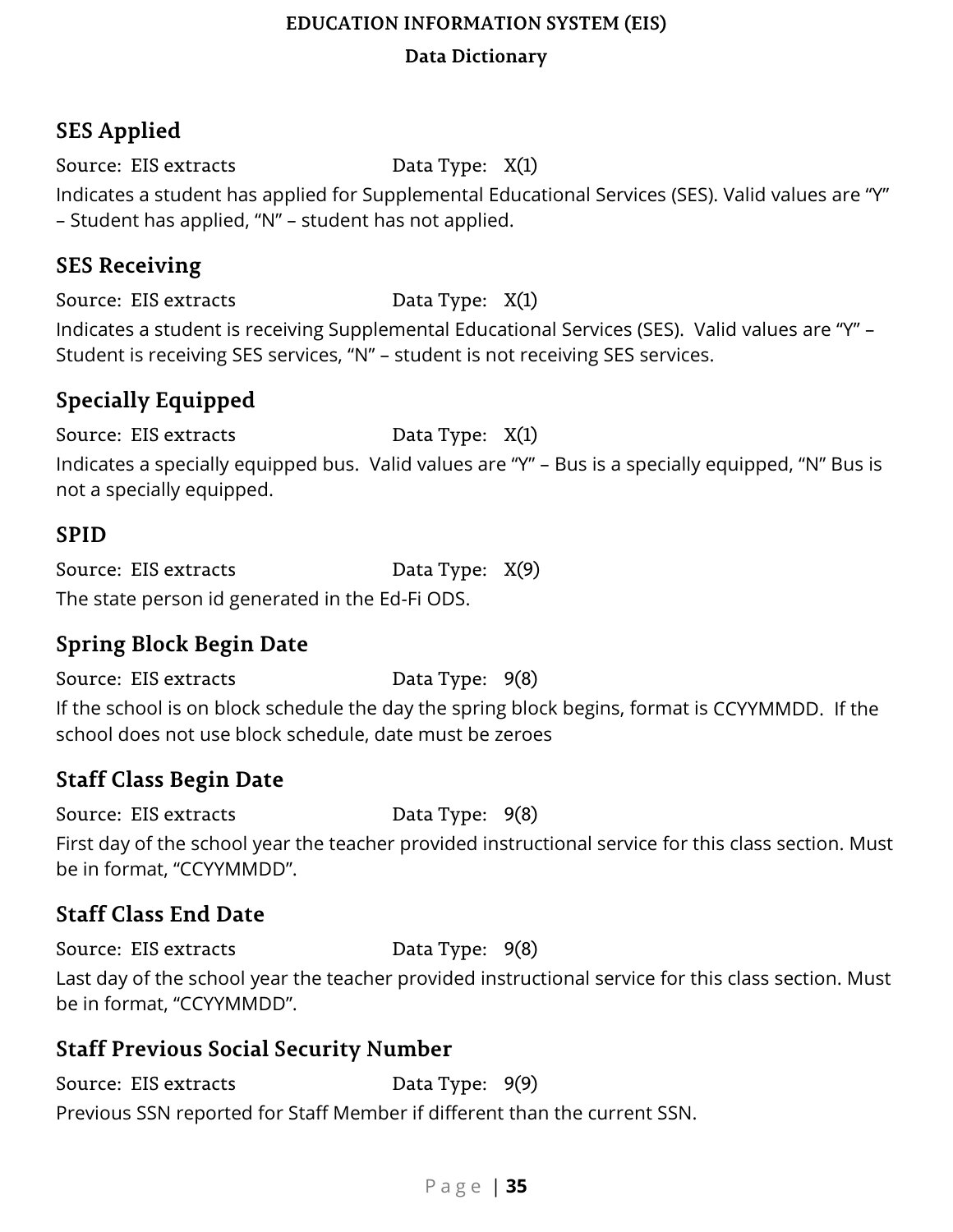## SES Applied

Source: EIS extracts Data Type: X(1)

Indicates a student has applied for Supplemental Educational Services (SES). Valid values are "Y" – Student has applied, "N" – student has not applied.

## SES Receiving

Source: EIS extracts Data Type: X(1)

Indicates a student is receiving Supplemental Educational Services (SES). Valid values are "Y" – Student is receiving SES services, "N" – student is not receiving SES services.

## Specially Equipped

Source: EIS extracts Data Type: X(1)

Indicates a specially equipped bus. Valid values are "Y" – Bus is a specially equipped, "N" Bus is not a specially equipped.

## SPID

Source: EIS extracts Data Type: X(9)

The state person id generated in the Ed-Fi ODS.

## Spring Block Begin Date

Source: EIS extracts Data Type: 9(8)

If the school is on block schedule the day the spring block begins, format is CCYYMMDD. If the school does not use block schedule, date must be zeroes

## Staff Class Begin Date

Source: EIS extracts Data Type: 9(8)

First day of the school year the teacher provided instructional service for this class section. Must be in format, "CCYYMMDD".

## Staff Class End Date

Source: EIS extracts Data Type: 9(8)

Last day of the school year the teacher provided instructional service for this class section. Must be in format, "CCYYMMDD".

## Staff Previous Social Security Number

Source: EIS extracts Data Type: 9(9)

Previous SSN reported for Staff Member if different than the current SSN.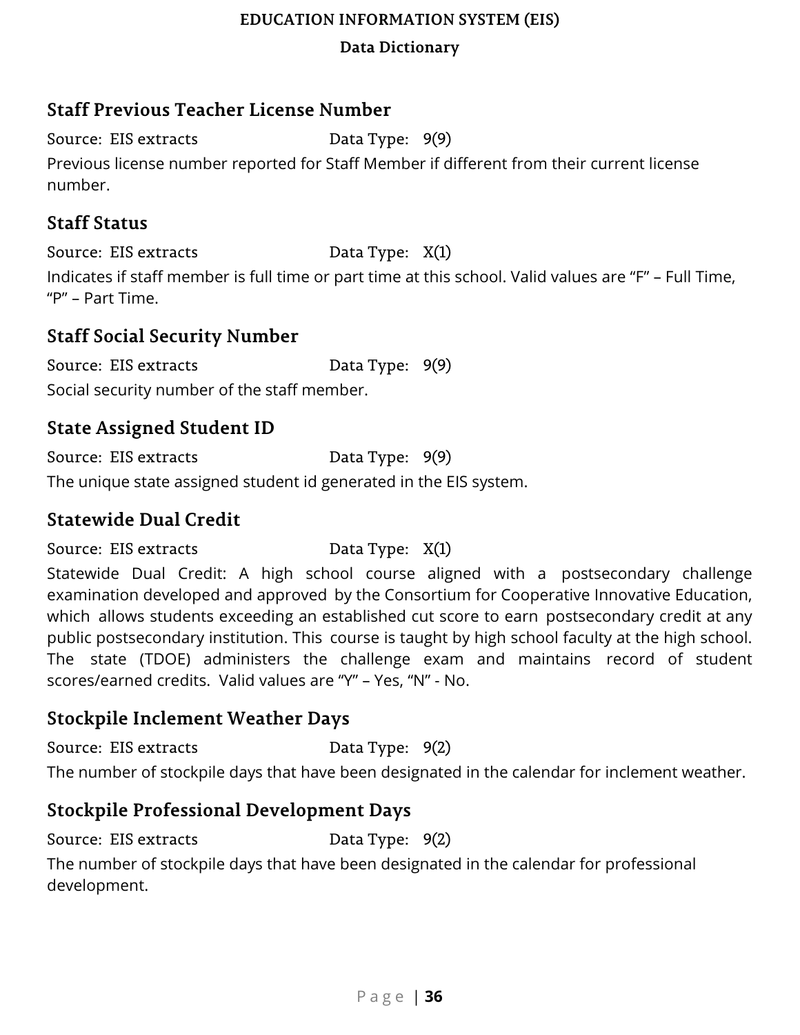## Staff Previous Teacher License Number

Source: EIS extracts Data Type: 9(9)

Previous license number reported for Staff Member if different from their current license number.

## Staff Status

Source: EIS extracts Data Type: X(1)

Indicates if staff member is full time or part time at this school. Valid values are "F" – Full Time, "P" – Part Time.

## Staff Social Security Number

Source: EIS extracts Data Type: 9(9)

Social security number of the staff member.

## State Assigned Student ID

Source: EIS extracts Data Type: 9(9)

The unique state assigned student id generated in the EIS system.

## Statewide Dual Credit

Source: EIS extracts Data Type: X(1)

Statewide Dual Credit: A high school course aligned with a postsecondary challenge examination developed and approved by the Consortium for Cooperative Innovative Education, which allows students exceeding an established cut score to earn postsecondary credit at any public postsecondary institution. This course is taught by high school faculty at the high school. The state (TDOE) administers the challenge exam and maintains record of student scores/earned credits. Valid values are "Y" – Yes, "N" - No.

## Stockpile Inclement Weather Days

Source: EIS extracts Data Type: 9(2)

The number of stockpile days that have been designated in the calendar for inclement weather.

## Stockpile Professional Development Days

Source: EIS extracts Data Type: 9(2)

The number of stockpile days that have been designated in the calendar for professional development.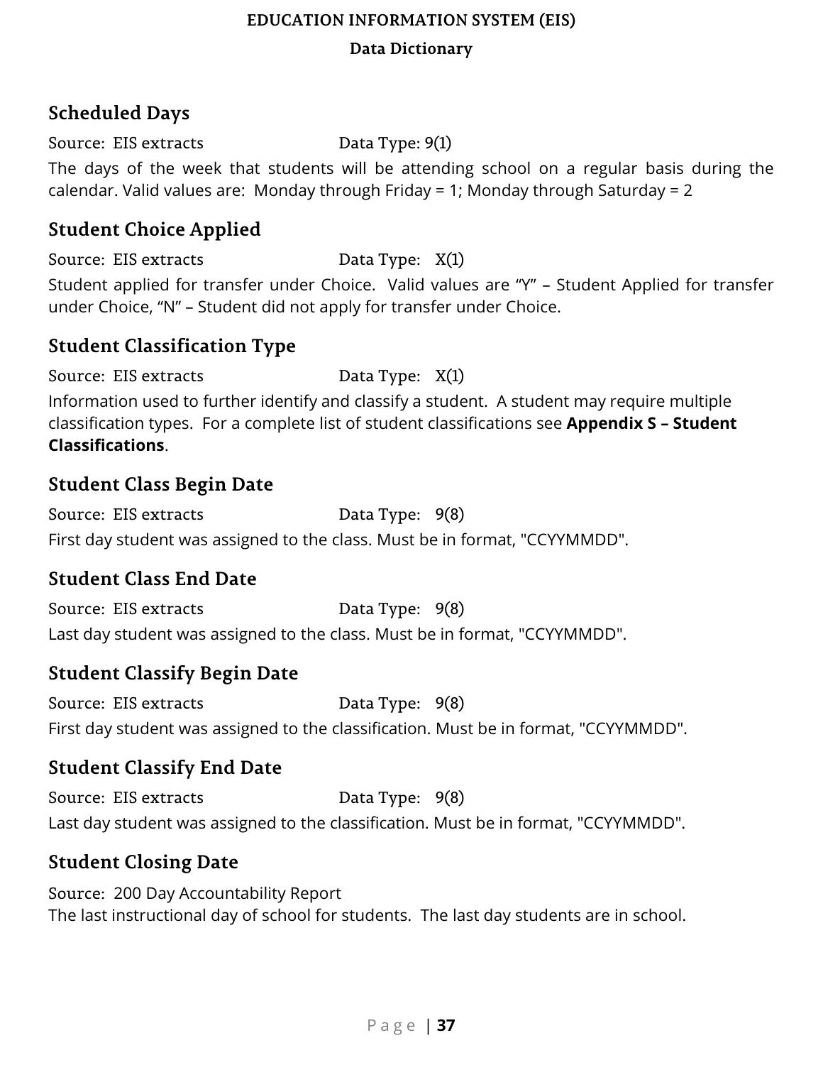## Scheduled Days

Source: EIS extracts Data Type: 9(1)

The days of the week that students will be attending school on a regular basis during the calendar. Valid values are: Monday through Friday = 1; Monday through Saturday = 2

## Student Choice Applied

Source: EIS extracts Data Type: X(1)

Student applied for transfer under Choice. Valid values are "Y" – Student Applied for transfer under Choice, "N" – Student did not apply for transfer under Choice.

## Student Classification Type

Source: EIS extracts Data Type: X(1)

Information used to further identify and classify a student. A student may require multiple classification types. For a complete list of student classifications see **Appendix S – Student Classifications**.

## Student Class Begin Date

Source: EIS extracts Data Type: 9(8)

First day student was assigned to the class. Must be in format, "CCYYMMDD".

## Student Class End Date

Source: EIS extracts Data Type: 9(8)

Last day student was assigned to the class. Must be in format, "CCYYMMDD".

## Student Classify Begin Date

Source: EIS extracts Data Type: 9(8)

First day student was assigned to the classification. Must be in format, "CCYYMMDD".

## Student Classify End Date

Source: EIS extracts Data Type: 9(8)

Last day student was assigned to the classification. Must be in format, "CCYYMMDD".

## Student Closing Date

Source: 200 Day Accountability Report

The last instructional day of school for students. The last day students are in school.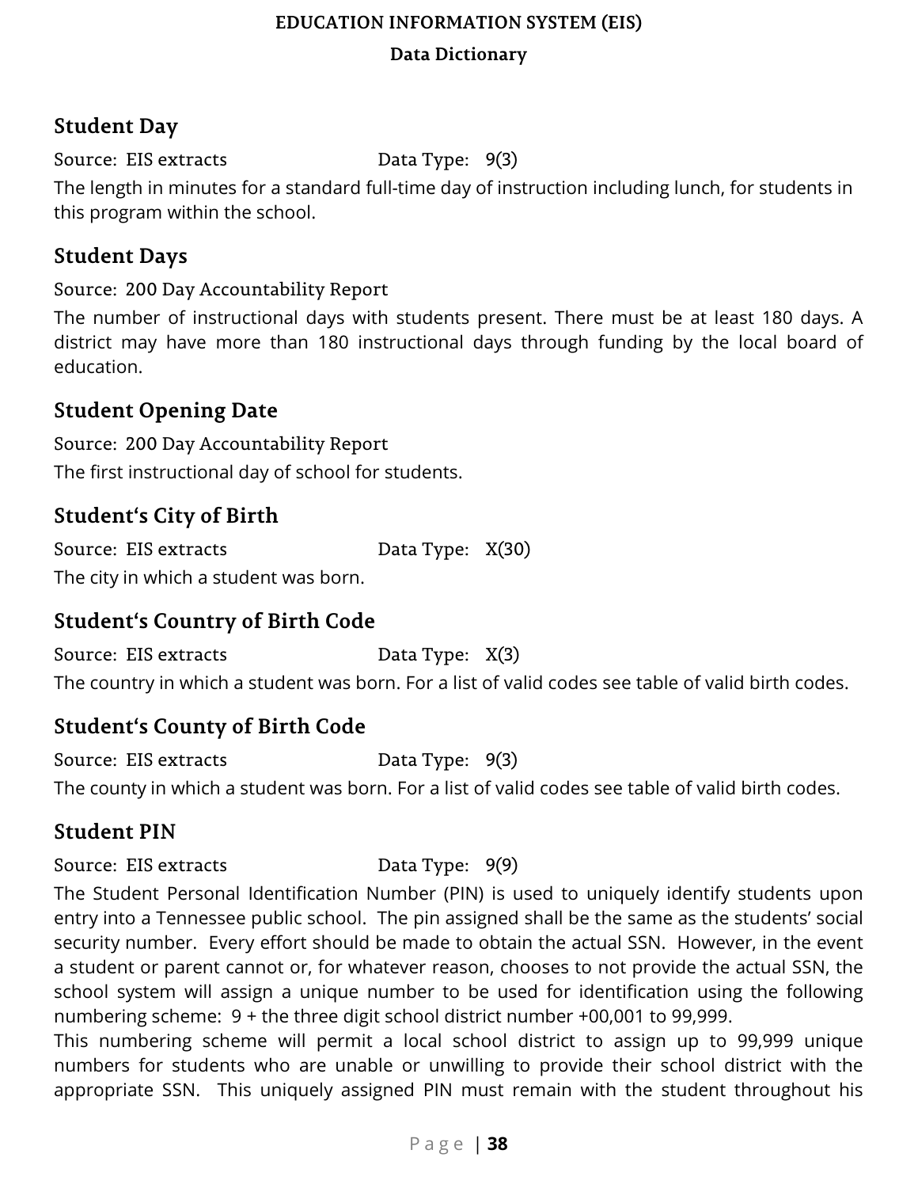## Student Day

Source: EIS extracts Data Type: 9(3)

The length in minutes for a standard full-time day of instruction including lunch, for students in this program within the school.

## Student Days

Source: 200 Day Accountability Report

The number of instructional days with students present. There must be at least 180 days. A district may have more than 180 instructional days through funding by the local board of education.

## Student Opening Date

Source: 200 Day Accountability Report

The first instructional day of school for students.

## Student's City of Birth

Source: EIS extracts Data Type: X(30)

The city in which a student was born.

## Student's Country of Birth Code

Source: EIS extracts Data Type: X(3)

The country in which a student was born. For a list of valid codes see table of valid birth codes.

## Student's County of Birth Code

Source: EIS extracts Data Type: 9(3)

The county in which a student was born. For a list of valid codes see table of valid birth codes.

## Student PIN

Source: EIS extracts Data Type: 9(9)

The Student Personal Identification Number (PIN) is used to uniquely identify students upon entry into a Tennessee public school. The pin assigned shall be the same as the students' social security number. Every effort should be made to obtain the actual SSN. However, in the event a student or parent cannot or, for whatever reason, chooses to not provide the actual SSN, the school system will assign a unique number to be used for identification using the following numbering scheme: 9 + the three digit school district number +00,001 to 99,999.

This numbering scheme will permit a local school district to assign up to 99,999 unique numbers for students who are unable or unwilling to provide their school district with the appropriate SSN. This uniquely assigned PIN must remain with the student throughout his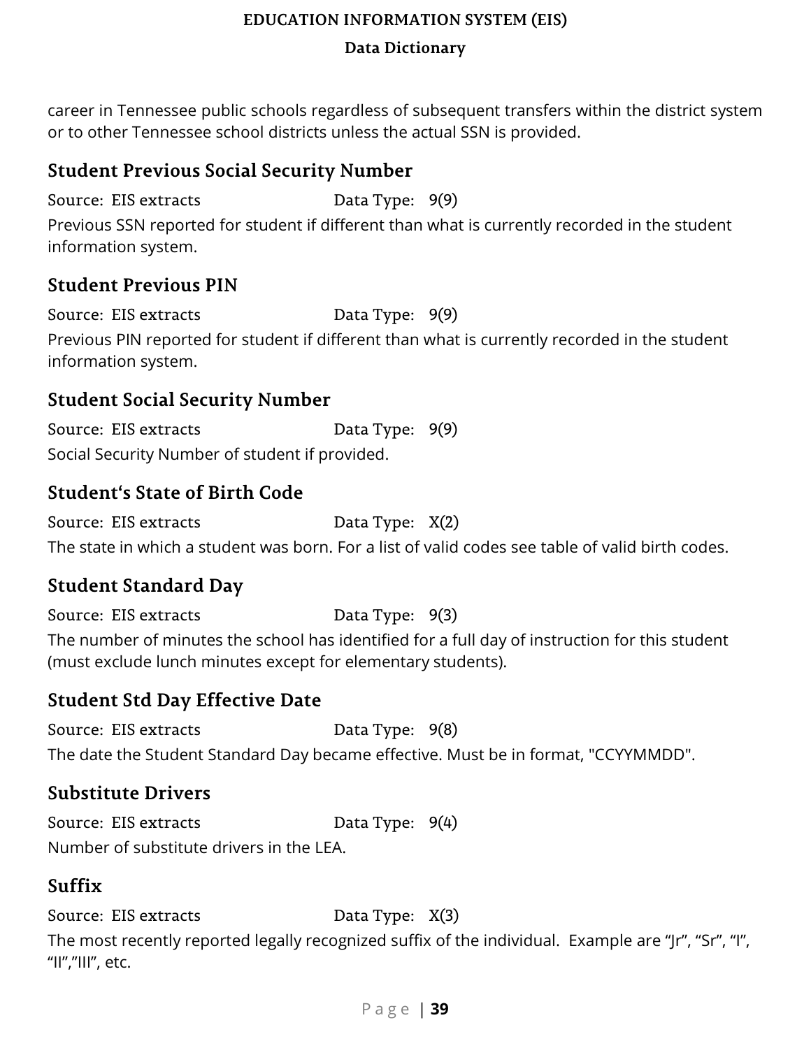career in Tennessee public schools regardless of subsequent transfers within the district system or to other Tennessee school districts unless the actual SSN is provided.

## Student Previous Social Security Number

Source: EIS extracts Data Type: 9(9)

Previous SSN reported for student if different than what is currently recorded in the student information system.

## Student Previous PIN

Source: EIS extracts Data Type: 9(9)

Previous PIN reported for student if different than what is currently recorded in the student information system.

## Student Social Security Number

Source: EIS extracts Data Type: 9(9)

Social Security Number of student if provided.

## Student's State of Birth Code

Source: EIS extracts Data Type: X(2)

The state in which a student was born. For a list of valid codes see table of valid birth codes.

## Student Standard Day

Source: EIS extracts Data Type: 9(3)

The number of minutes the school has identified for a full day of instruction for this student (must exclude lunch minutes except for elementary students).

## Student Std Day Effective Date

Source: EIS extracts Data Type: 9(8)

The date the Student Standard Day became effective. Must be in format, "CCYYMMDD".

## Substitute Drivers

Source: EIS extracts Data Type: 9(4)

Number of substitute drivers in the LEA.

## Suffix

Source: EIS extracts Data Type: X(3)

The most recently reported legally recognized suffix of the individual. Example are “Jr”, “Sr”, “I”, “II”,”III”, etc.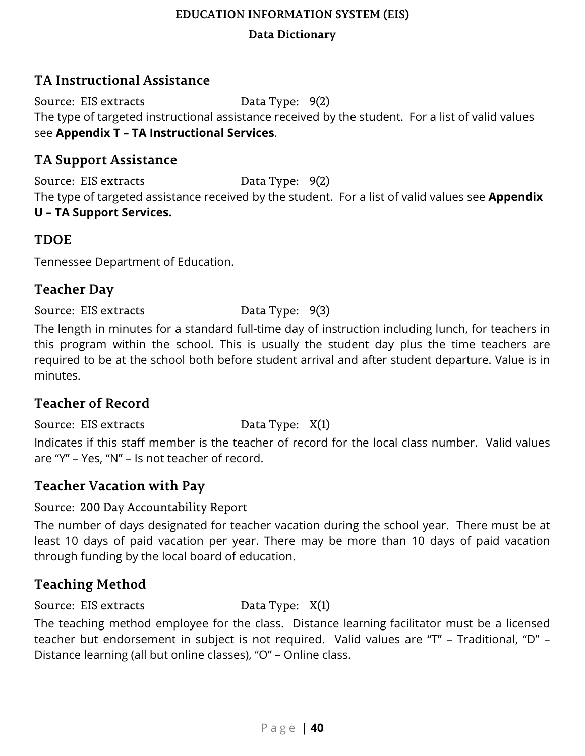## TA Instructional Assistance

Source: EIS extracts Data Type: 9(2)

The type of targeted instructional assistance received by the student. For a list of valid values see **Appendix T – TA Instructional Services**.

## TA Support Assistance

Source: EIS extracts Data Type: 9(2)

The type of targeted assistance received by the student. For a list of valid values see **Appendix U – TA Support Services.**

## TDOE

Tennessee Department of Education.

## Teacher Day

Source: EIS extracts Data Type: 9(3)

The length in minutes for a standard full-time day of instruction including lunch, for teachers in this program within the school. This is usually the student day plus the time teachers are required to be at the school both before student arrival and after student departure. Value is in minutes.

## Teacher of Record

Source: EIS extracts Data Type: X(1)

Indicates if this staff member is the teacher of record for the local class number. Valid values are "Y" – Yes, "N" – Is not teacher of record.

## Teacher Vacation with Pay

Source: 200 Day Accountability Report

The number of days designated for teacher vacation during the school year. There must be at least 10 days of paid vacation per year. There may be more than 10 days of paid vacation through funding by the local board of education.

## Teaching Method

Source: EIS extracts Data Type: X(1)

The teaching method employee for the class. Distance learning facilitator must be a licensed teacher but endorsement in subject is not required. Valid values are "T" – Traditional, "D" – Distance learning (all but online classes), "O" – Online class.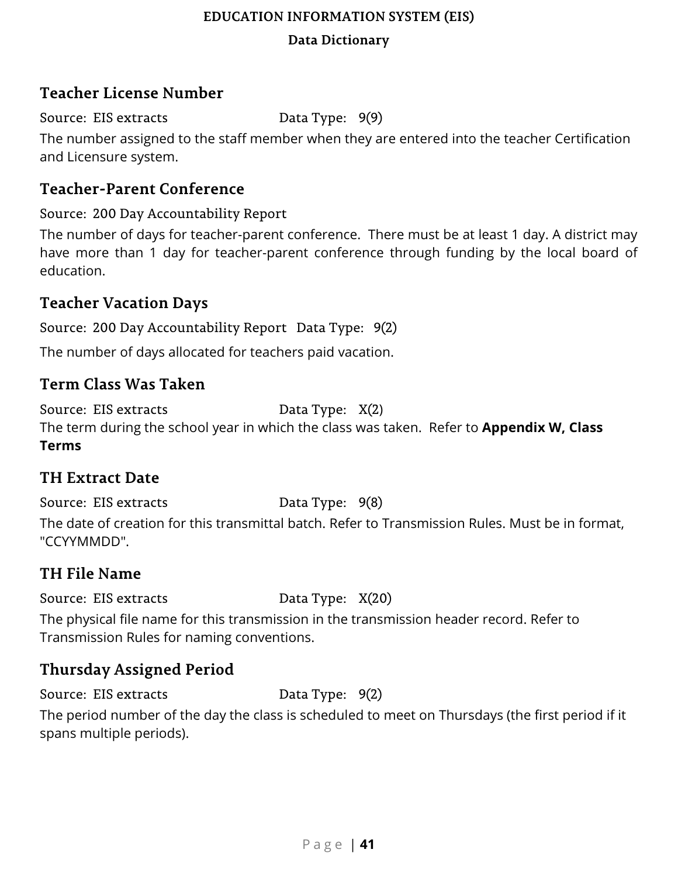## Teacher License Number

Source: EIS extracts Data Type: 9(9)

The number assigned to the staff member when they are entered into the teacher Certification and Licensure system.

## Teacher-Parent Conference

Source: 200 Day Accountability Report

The number of days for teacher-parent conference. There must be at least 1 day. A district may have more than 1 day for teacher-parent conference through funding by the local board of education.

## Teacher Vacation Days

Source: 200 Day Accountability Report Data Type: 9(2)

The number of days allocated for teachers paid vacation.

## Term Class Was Taken

Source: EIS extracts Data Type: X(2)

The term during the school year in which the class was taken. Refer to **Appendix W, Class Terms**

## TH Extract Date

Source: EIS extracts Data Type: 9(8)

The date of creation for this transmittal batch. Refer to Transmission Rules. Must be in format, "CCYYMMDD".

## TH File Name

Source: EIS extracts Data Type: X(20)

The physical file name for this transmission in the transmission header record. Refer to Transmission Rules for naming conventions.

## Thursday Assigned Period

Source: EIS extracts Data Type: 9(2)

The period number of the day the class is scheduled to meet on Thursdays (the first period if it spans multiple periods).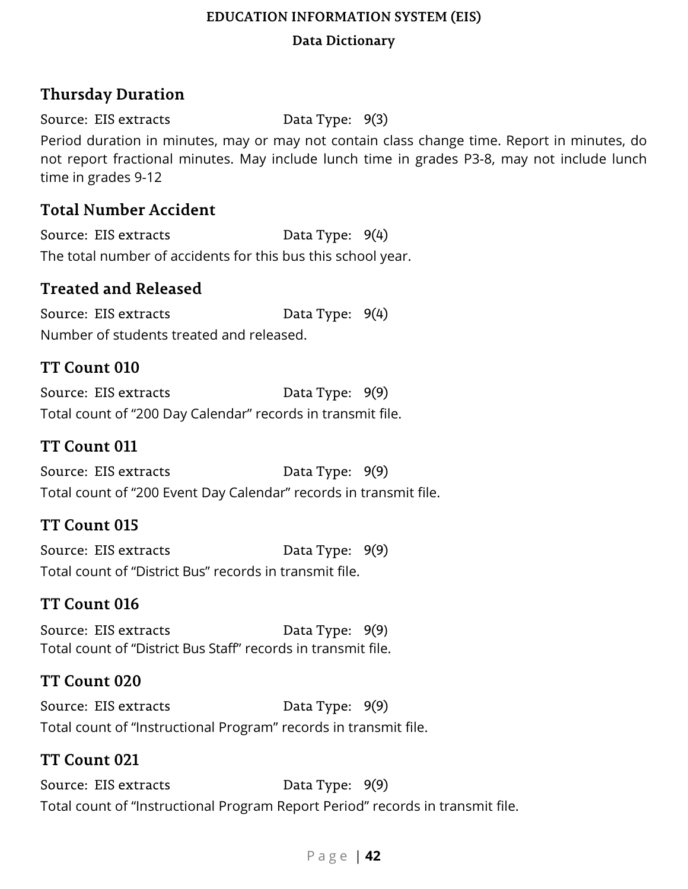## Thursday Duration

Source: EIS extracts　　　　　　Data Type: 9(3)

Period duration in minutes, may or may not contain class change time. Report in minutes, do not report fractional minutes. May include lunch time in grades P3-8, may not include lunch time in grades 9-12

## Total Number Accident

Source: EIS extracts　　　　　　Data Type: 9(4)

The total number of accidents for this bus this school year.

## Treated and Released

Source: EIS extracts　　　　　　Data Type: 9(4)

Number of students treated and released.

## TT Count 010

Source: EIS extracts　　　　　　Data Type: 9(9)

Total count of "200 Day Calendar" records in transmit file.

## TT Count 011

Source: EIS extracts　　　　　　Data Type: 9(9)

Total count of "200 Event Day Calendar" records in transmit file.

## TT Count 015

Source: EIS extracts　　　　　　Data Type: 9(9)

Total count of "District Bus" records in transmit file.

## TT Count 016

Source: EIS extracts　　　　　　Data Type: 9(9)

Total count of "District Bus Staff" records in transmit file.

## TT Count 020

Source: EIS extracts　　　　　　Data Type: 9(9)

Total count of "Instructional Program" records in transmit file.

## TT Count 021

Source: EIS extracts　　　　　　Data Type: 9(9)

Total count of "Instructional Program Report Period" records in transmit file.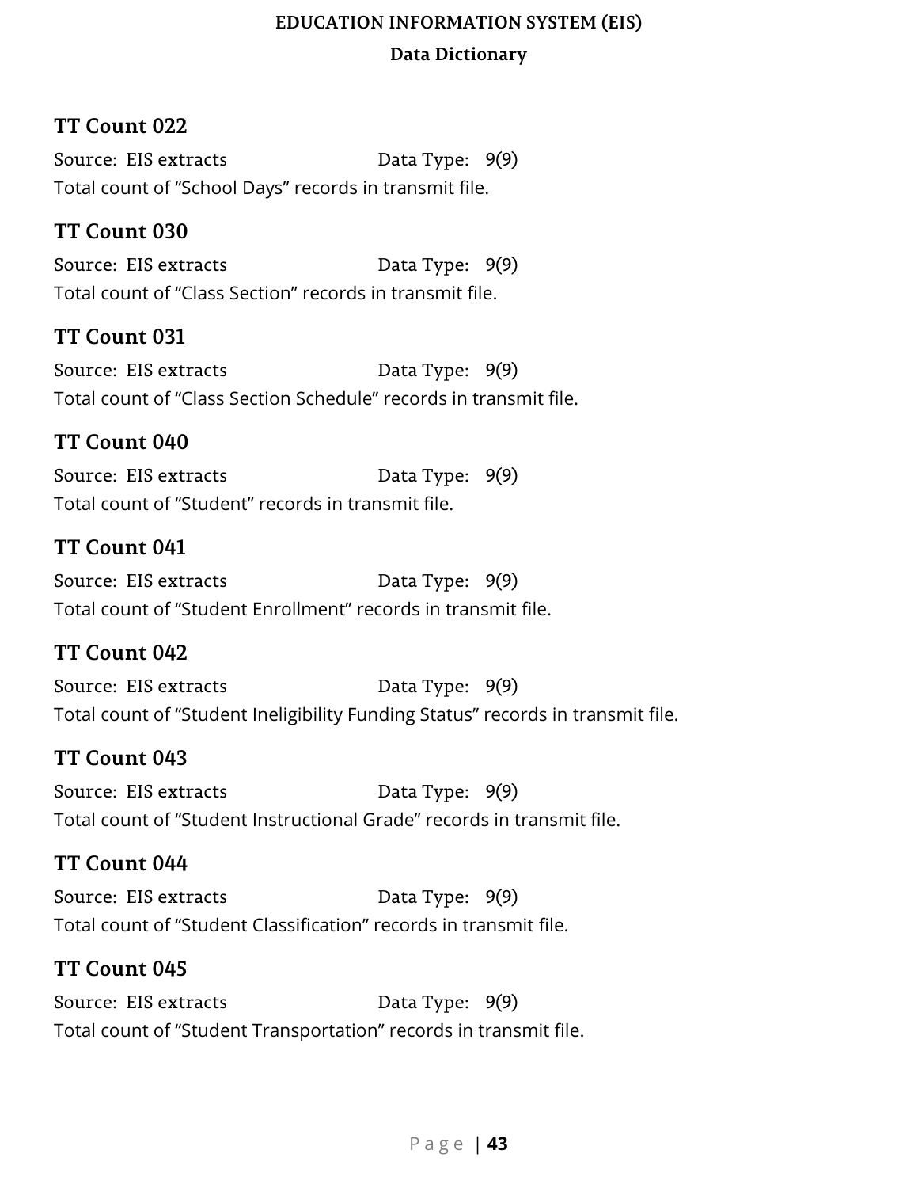### TT Count 022

Source: EIS extracts Data Type: 9(9)

Total count of “School Days” records in transmit file.

### TT Count 030

Source: EIS extracts Data Type: 9(9)

Total count of “Class Section” records in transmit file.

### TT Count 031

Source: EIS extracts Data Type: 9(9)

Total count of “Class Section Schedule” records in transmit file.

### TT Count 040

Source: EIS extracts Data Type: 9(9)

Total count of “Student” records in transmit file.

### TT Count 041

Source: EIS extracts Data Type: 9(9)

Total count of “Student Enrollment” records in transmit file.

### TT Count 042

Source: EIS extracts Data Type: 9(9)

Total count of “Student Ineligibility Funding Status” records in transmit file.

### TT Count 043

Source: EIS extracts Data Type: 9(9)

Total count of “Student Instructional Grade” records in transmit file.

### TT Count 044

Source: EIS extracts Data Type: 9(9)

Total count of “Student Classification” records in transmit file.

### TT Count 045

Source: EIS extracts Data Type: 9(9)

Total count of “Student Transportation” records in transmit file.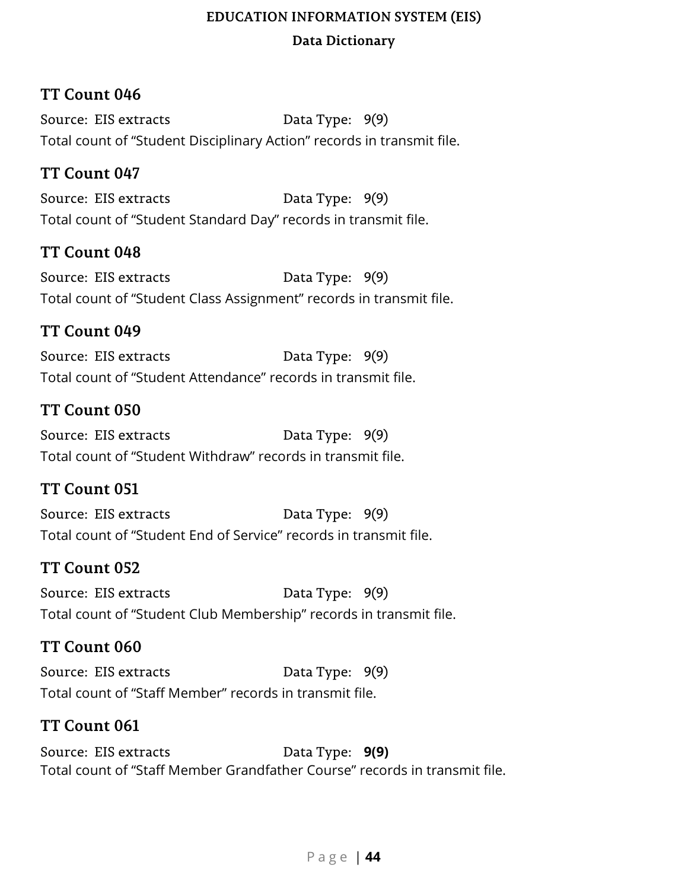### TT Count 046

Source: EIS extracts Data Type: 9(9)
Total count of "Student Disciplinary Action" records in transmit file.

### TT Count 047

Source: EIS extracts Data Type: 9(9)
Total count of "Student Standard Day" records in transmit file.

### TT Count 048

Source: EIS extracts Data Type: 9(9)
Total count of "Student Class Assignment" records in transmit file.

### TT Count 049

Source: EIS extracts Data Type: 9(9)
Total count of "Student Attendance" records in transmit file.

### TT Count 050

Source: EIS extracts Data Type: 9(9)
Total count of "Student Withdraw" records in transmit file.

### TT Count 051

Source: EIS extracts Data Type: 9(9)
Total count of "Student End of Service" records in transmit file.

### TT Count 052

Source: EIS extracts Data Type: 9(9)
Total count of "Student Club Membership" records in transmit file.

### TT Count 060

Source: EIS extracts Data Type: 9(9)
Total count of "Staff Member" records in transmit file.

### TT Count 061

Source: EIS extracts Data Type: **9(9)**
Total count of "Staff Member Grandfather Course" records in transmit file.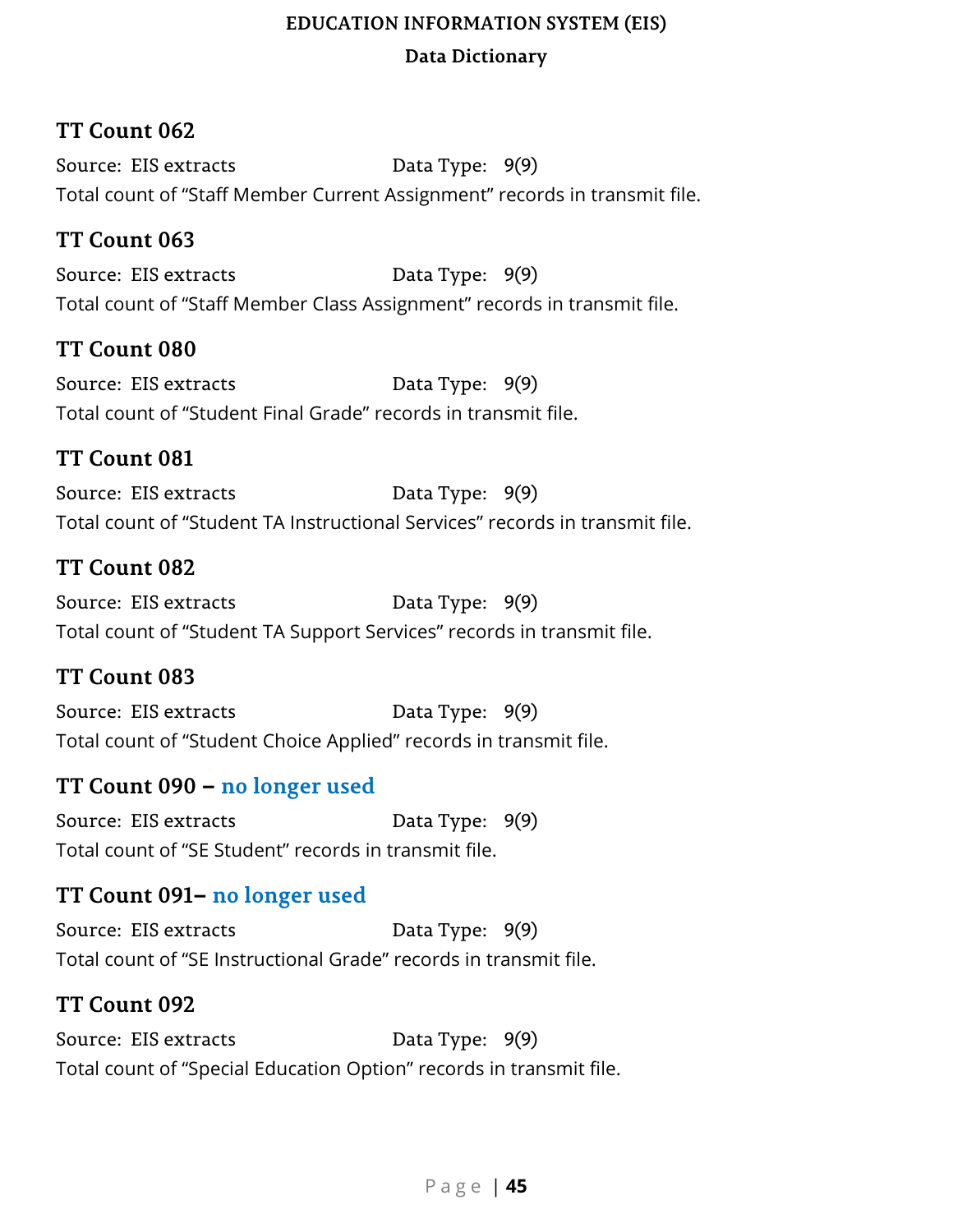### TT Count 062

Source: EIS extracts　　　　　　Data Type: 9(9)

Total count of "Staff Member Current Assignment" records in transmit file.

### TT Count 063

Source: EIS extracts　　　　　　Data Type: 9(9)

Total count of "Staff Member Class Assignment" records in transmit file.

### TT Count 080

Source: EIS extracts　　　　　　Data Type: 9(9)

Total count of "Student Final Grade" records in transmit file.

### TT Count 081

Source: EIS extracts　　　　　　Data Type: 9(9)

Total count of "Student TA Instructional Services" records in transmit file.

### TT Count 082

Source: EIS extracts　　　　　　Data Type: 9(9)

Total count of "Student TA Support Services" records in transmit file.

### TT Count 083

Source: EIS extracts　　　　　　Data Type: 9(9)

Total count of "Student Choice Applied" records in transmit file.

### TT Count 090 – no longer used

Source: EIS extracts　　　　　　Data Type: 9(9)

Total count of "SE Student" records in transmit file.

### TT Count 091– no longer used

Source: EIS extracts　　　　　　Data Type: 9(9)

Total count of "SE Instructional Grade" records in transmit file.

### TT Count 092

Source: EIS extracts　　　　　　Data Type: 9(9)

Total count of "Special Education Option" records in transmit file.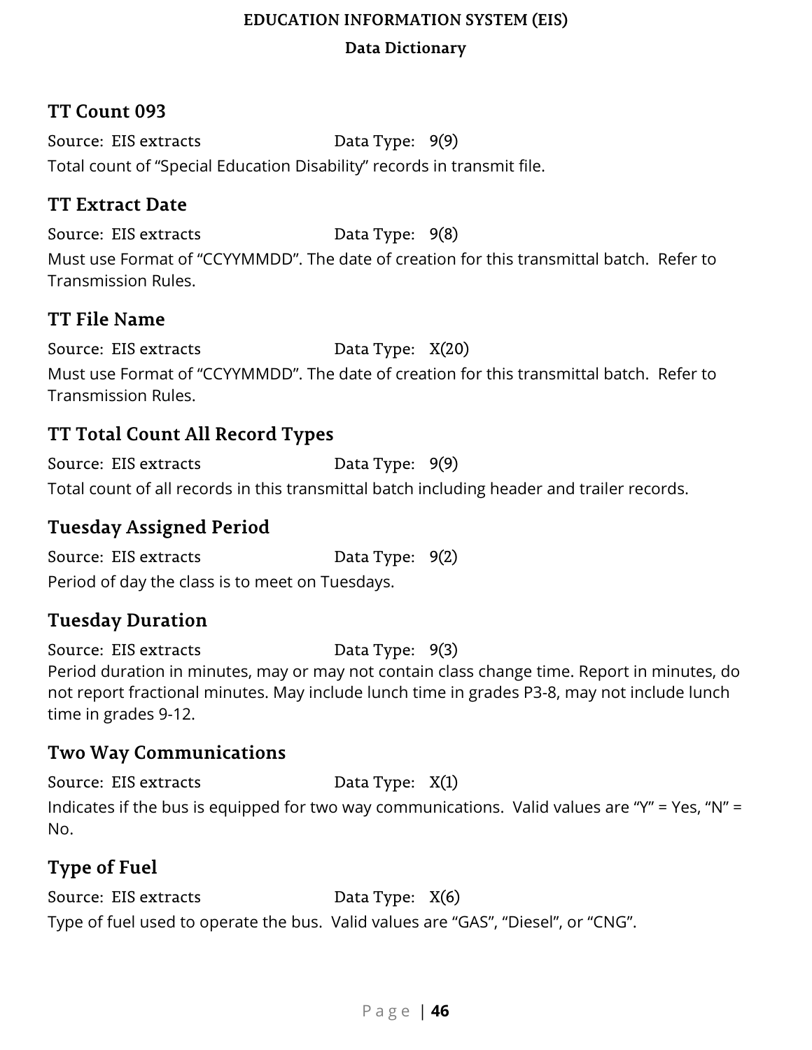## TT Count 093

Source: EIS extracts Data Type: 9(9)

Total count of "Special Education Disability" records in transmit file.

## TT Extract Date

Source: EIS extracts Data Type: 9(8)

Must use Format of "CCYYMMDD". The date of creation for this transmittal batch. Refer to Transmission Rules.

## TT File Name

Source: EIS extracts Data Type: X(20)

Must use Format of "CCYYMMDD". The date of creation for this transmittal batch. Refer to Transmission Rules.

## TT Total Count All Record Types

Source: EIS extracts Data Type: 9(9)

Total count of all records in this transmittal batch including header and trailer records.

## Tuesday Assigned Period

Source: EIS extracts Data Type: 9(2)

Period of day the class is to meet on Tuesdays.

## Tuesday Duration

Source: EIS extracts Data Type: 9(3)

Period duration in minutes, may or may not contain class change time. Report in minutes, do not report fractional minutes. May include lunch time in grades P3-8, may not include lunch time in grades 9-12.

## Two Way Communications

Source: EIS extracts Data Type: X(1)

Indicates if the bus is equipped for two way communications. Valid values are "Y" = Yes, "N" = No.

## Type of Fuel

Source: EIS extracts Data Type: X(6)

Type of fuel used to operate the bus. Valid values are "GAS", "Diesel", or "CNG".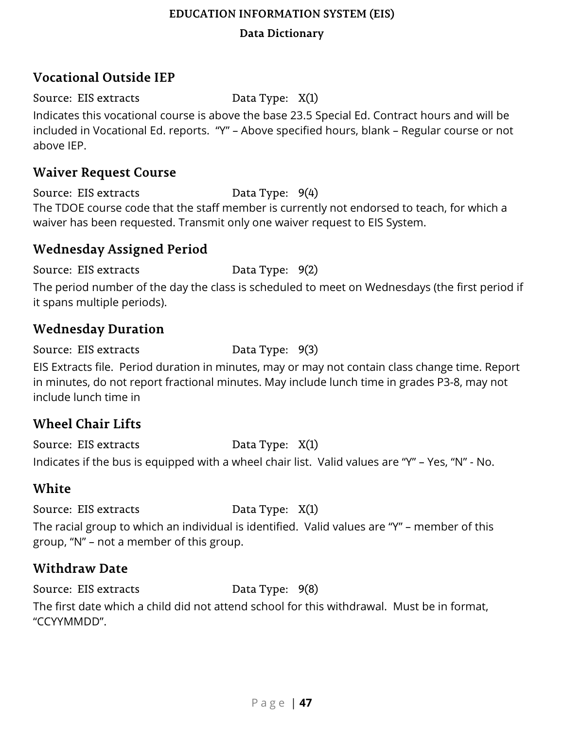## Vocational Outside IEP

Source: EIS extracts Data Type: X(1)

Indicates this vocational course is above the base 23.5 Special Ed. Contract hours and will be included in Vocational Ed. reports. "Y" – Above specified hours, blank – Regular course or not above IEP.

## Waiver Request Course

Source: EIS extracts Data Type: 9(4)

The TDOE course code that the staff member is currently not endorsed to teach, for which a waiver has been requested. Transmit only one waiver request to EIS System.

## Wednesday Assigned Period

Source: EIS extracts Data Type: 9(2)

The period number of the day the class is scheduled to meet on Wednesdays (the first period if it spans multiple periods).

## Wednesday Duration

Source: EIS extracts Data Type: 9(3)

EIS Extracts file. Period duration in minutes, may or may not contain class change time. Report in minutes, do not report fractional minutes. May include lunch time in grades P3-8, may not include lunch time in

## Wheel Chair Lifts

Source: EIS extracts Data Type: X(1)

Indicates if the bus is equipped with a wheel chair list. Valid values are "Y" – Yes, "N" - No.

## White

Source: EIS extracts Data Type: X(1)

The racial group to which an individual is identified. Valid values are "Y" – member of this group, "N" – not a member of this group.

## Withdraw Date

Source: EIS extracts Data Type: 9(8)

The first date which a child did not attend school for this withdrawal. Must be in format, "CCYYMMDD".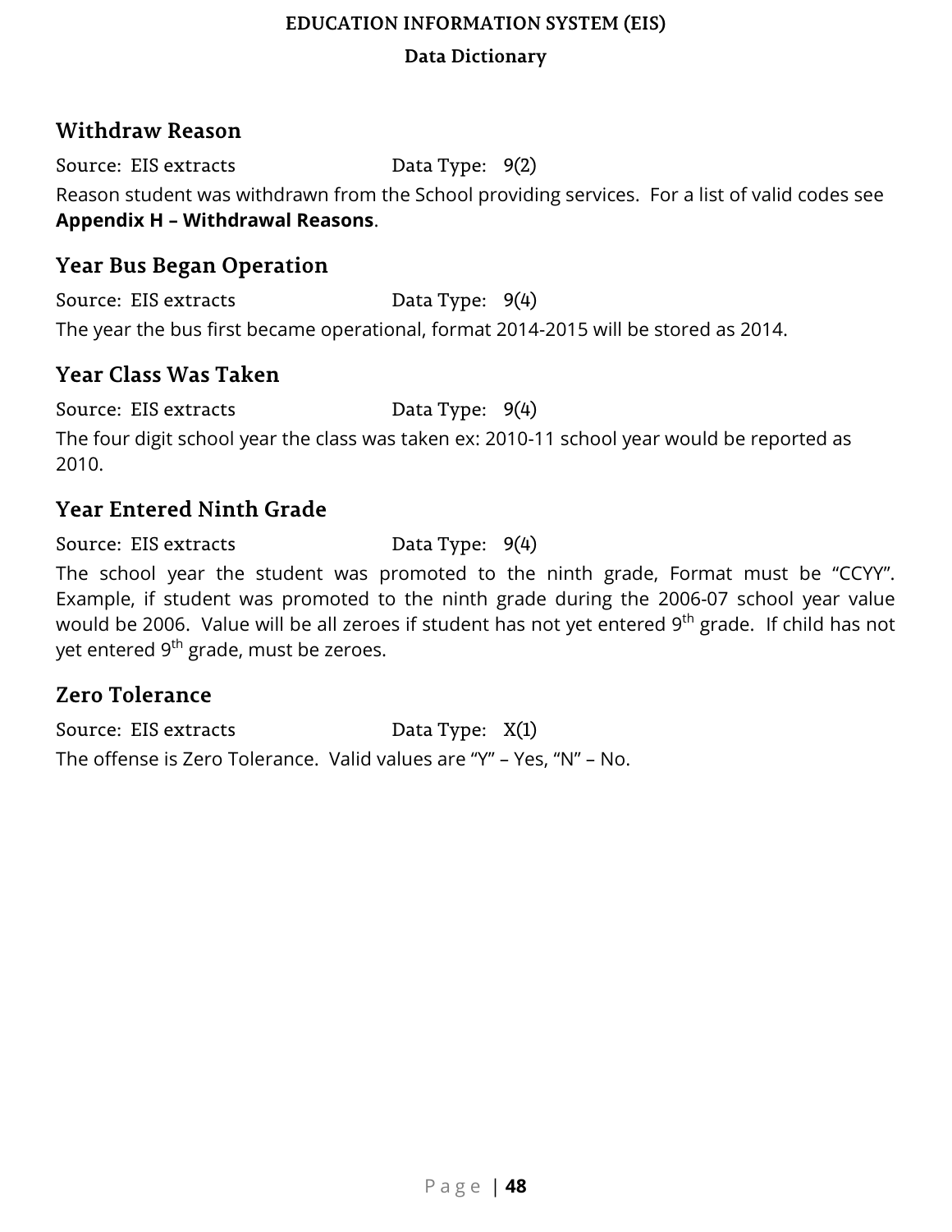## Withdraw Reason

Source: EIS extracts Data Type: 9(2)

Reason student was withdrawn from the School providing services. For a list of valid codes see **Appendix H – Withdrawal Reasons**.

## Year Bus Began Operation

Source: EIS extracts Data Type: 9(4)

The year the bus first became operational, format 2014-2015 will be stored as 2014.

## Year Class Was Taken

Source: EIS extracts Data Type: 9(4)

The four digit school year the class was taken ex: 2010-11 school year would be reported as 2010.

## Year Entered Ninth Grade

Source: EIS extracts Data Type: 9(4)

The school year the student was promoted to the ninth grade, Format must be "CCYY". Example, if student was promoted to the ninth grade during the 2006-07 school year value would be 2006. Value will be all zeroes if student has not yet entered 9th grade. If child has not yet entered 9th grade, must be zeroes.

## Zero Tolerance

Source: EIS extracts Data Type: X(1)

The offense is Zero Tolerance. Valid values are "Y" – Yes, "N" – No.